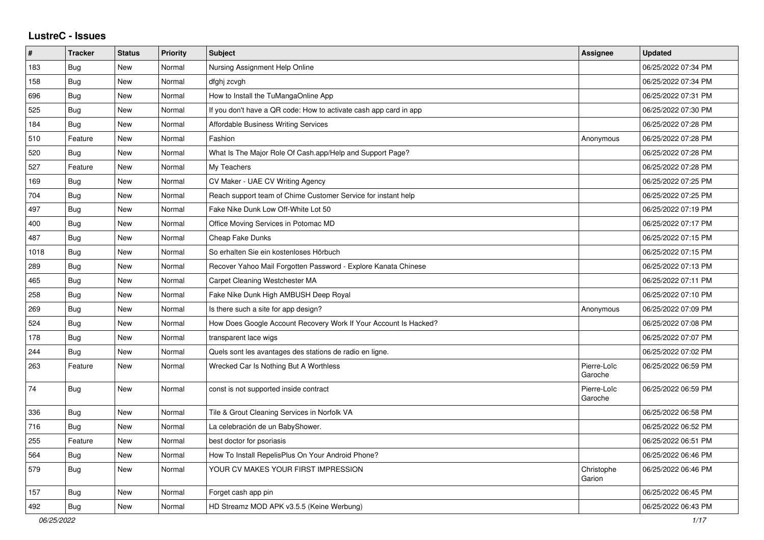## LustreC - Issues

| # | Tracker | Status | Priority | Subject | Assignee | Updated |
|---|---|---|---|---|---|---|
| 183 | Bug | New | Normal | Nursing Assignment Help Online | | 06/25/2022 07:34 PM |
| 158 | Bug | New | Normal | dfghj zcvgh | | 06/25/2022 07:34 PM |
| 696 | Bug | New | Normal | How to Install the TuMangaOnline App | | 06/25/2022 07:31 PM |
| 525 | Bug | New | Normal | If you don't have a QR code: How to activate cash app card in app | | 06/25/2022 07:30 PM |
| 184 | Bug | New | Normal | Affordable Business Writing Services | | 06/25/2022 07:28 PM |
| 510 | Feature | New | Normal | Fashion | Anonymous | 06/25/2022 07:28 PM |
| 520 | Bug | New | Normal | What Is The Major Role Of Cash.app/Help and Support Page? | | 06/25/2022 07:28 PM |
| 527 | Feature | New | Normal | My Teachers | | 06/25/2022 07:28 PM |
| 169 | Bug | New | Normal | CV Maker - UAE CV Writing Agency | | 06/25/2022 07:25 PM |
| 704 | Bug | New | Normal | Reach support team of Chime Customer Service for instant help | | 06/25/2022 07:25 PM |
| 497 | Bug | New | Normal | Fake Nike Dunk Low Off-White Lot 50 | | 06/25/2022 07:19 PM |
| 400 | Bug | New | Normal | Office Moving Services in Potomac MD | | 06/25/2022 07:17 PM |
| 487 | Bug | New | Normal | Cheap Fake Dunks | | 06/25/2022 07:15 PM |
| 1018 | Bug | New | Normal | So erhalten Sie ein kostenloses Hörbuch | | 06/25/2022 07:15 PM |
| 289 | Bug | New | Normal | Recover Yahoo Mail Forgotten Password - Explore Kanata Chinese | | 06/25/2022 07:13 PM |
| 465 | Bug | New | Normal | Carpet Cleaning Westchester MA | | 06/25/2022 07:11 PM |
| 258 | Bug | New | Normal | Fake Nike Dunk High AMBUSH Deep Royal | | 06/25/2022 07:10 PM |
| 269 | Bug | New | Normal | Is there such a site for app design? | Anonymous | 06/25/2022 07:09 PM |
| 524 | Bug | New | Normal | How Does Google Account Recovery Work If Your Account Is Hacked? | | 06/25/2022 07:08 PM |
| 178 | Bug | New | Normal | transparent lace wigs | | 06/25/2022 07:07 PM |
| 244 | Bug | New | Normal | Quels sont les avantages des stations de radio en ligne. | | 06/25/2022 07:02 PM |
| 263 | Feature | New | Normal | Wrecked Car Is Nothing But A Worthless | Pierre-Loïc Garoche | 06/25/2022 06:59 PM |
| 74 | Bug | New | Normal | const is not supported inside contract | Pierre-Loïc Garoche | 06/25/2022 06:59 PM |
| 336 | Bug | New | Normal | Tile & Grout Cleaning Services in Norfolk VA | | 06/25/2022 06:58 PM |
| 716 | Bug | New | Normal | La celebración de un BabyShower. | | 06/25/2022 06:52 PM |
| 255 | Feature | New | Normal | best doctor for psoriasis | | 06/25/2022 06:51 PM |
| 564 | Bug | New | Normal | How To Install RepelisPlus On Your Android Phone? | | 06/25/2022 06:46 PM |
| 579 | Bug | New | Normal | YOUR CV MAKES YOUR FIRST IMPRESSION | Christophe Garion | 06/25/2022 06:46 PM |
| 157 | Bug | New | Normal | Forget cash app pin | | 06/25/2022 06:45 PM |
| 492 | Bug | New | Normal | HD Streamz MOD APK v3.5.5 (Keine Werbung) | | 06/25/2022 06:43 PM |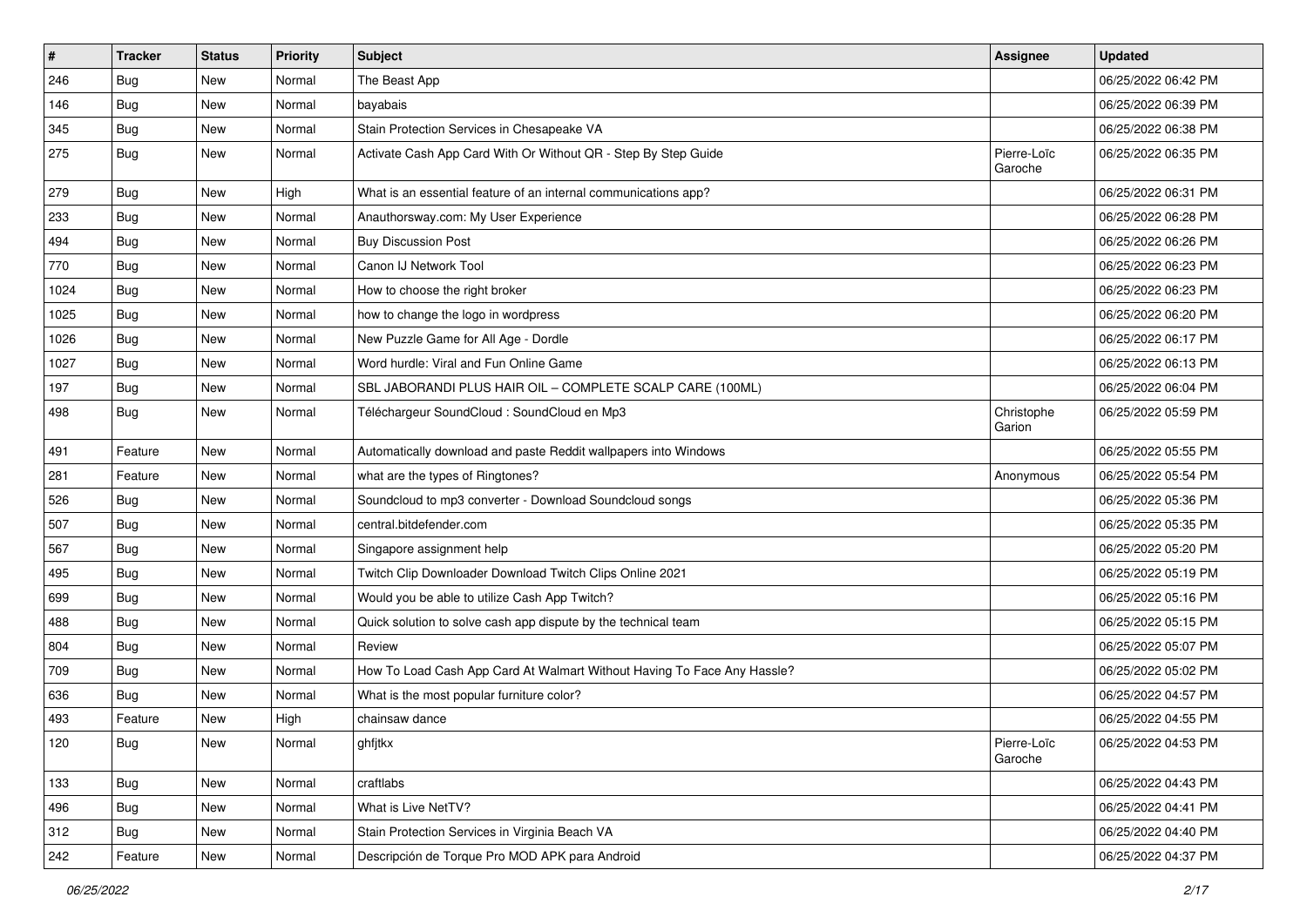| # | Tracker | Status | Priority | Subject | Assignee | Updated |
|---|---|---|---|---|---|---|
| 246 | Bug | New | Normal | The Beast App | | 06/25/2022 06:42 PM |
| 146 | Bug | New | Normal | bayabais | | 06/25/2022 06:39 PM |
| 345 | Bug | New | Normal | Stain Protection Services in Chesapeake VA | | 06/25/2022 06:38 PM |
| 275 | Bug | New | Normal | Activate Cash App Card With Or Without QR - Step By Step Guide | Pierre-Loïc Garoche | 06/25/2022 06:35 PM |
| 279 | Bug | New | High | What is an essential feature of an internal communications app? | | 06/25/2022 06:31 PM |
| 233 | Bug | New | Normal | Anauthorsway.com: My User Experience | | 06/25/2022 06:28 PM |
| 494 | Bug | New | Normal | Buy Discussion Post | | 06/25/2022 06:26 PM |
| 770 | Bug | New | Normal | Canon IJ Network Tool | | 06/25/2022 06:23 PM |
| 1024 | Bug | New | Normal | How to choose the right broker | | 06/25/2022 06:23 PM |
| 1025 | Bug | New | Normal | how to change the logo in wordpress | | 06/25/2022 06:20 PM |
| 1026 | Bug | New | Normal | New Puzzle Game for All Age - Dordle | | 06/25/2022 06:17 PM |
| 1027 | Bug | New | Normal | Word hurdle: Viral and Fun Online Game | | 06/25/2022 06:13 PM |
| 197 | Bug | New | Normal | SBL JABORANDI PLUS HAIR OIL – COMPLETE SCALP CARE (100ML) | | 06/25/2022 06:04 PM |
| 498 | Bug | New | Normal | Téléchargeur SoundCloud : SoundCloud en Mp3 | Christophe Garion | 06/25/2022 05:59 PM |
| 491 | Feature | New | Normal | Automatically download and paste Reddit wallpapers into Windows | | 06/25/2022 05:55 PM |
| 281 | Feature | New | Normal | what are the types of Ringtones? | Anonymous | 06/25/2022 05:54 PM |
| 526 | Bug | New | Normal | Soundcloud to mp3 converter - Download Soundcloud songs | | 06/25/2022 05:36 PM |
| 507 | Bug | New | Normal | central.bitdefender.com | | 06/25/2022 05:35 PM |
| 567 | Bug | New | Normal | Singapore assignment help | | 06/25/2022 05:20 PM |
| 495 | Bug | New | Normal | Twitch Clip Downloader Download Twitch Clips Online 2021 | | 06/25/2022 05:19 PM |
| 699 | Bug | New | Normal | Would you be able to utilize Cash App Twitch? | | 06/25/2022 05:16 PM |
| 488 | Bug | New | Normal | Quick solution to solve cash app dispute by the technical team | | 06/25/2022 05:15 PM |
| 804 | Bug | New | Normal | Review | | 06/25/2022 05:07 PM |
| 709 | Bug | New | Normal | How To Load Cash App Card At Walmart Without Having To Face Any Hassle? | | 06/25/2022 05:02 PM |
| 636 | Bug | New | Normal | What is the most popular furniture color? | | 06/25/2022 04:57 PM |
| 493 | Feature | New | High | chainsaw dance | | 06/25/2022 04:55 PM |
| 120 | Bug | New | Normal | ghfjtkx | Pierre-Loïc Garoche | 06/25/2022 04:53 PM |
| 133 | Bug | New | Normal | craftlabs | | 06/25/2022 04:43 PM |
| 496 | Bug | New | Normal | What is Live NetTV? | | 06/25/2022 04:41 PM |
| 312 | Bug | New | Normal | Stain Protection Services in Virginia Beach VA | | 06/25/2022 04:40 PM |
| 242 | Feature | New | Normal | Descripción de Torque Pro MOD APK para Android | | 06/25/2022 04:37 PM |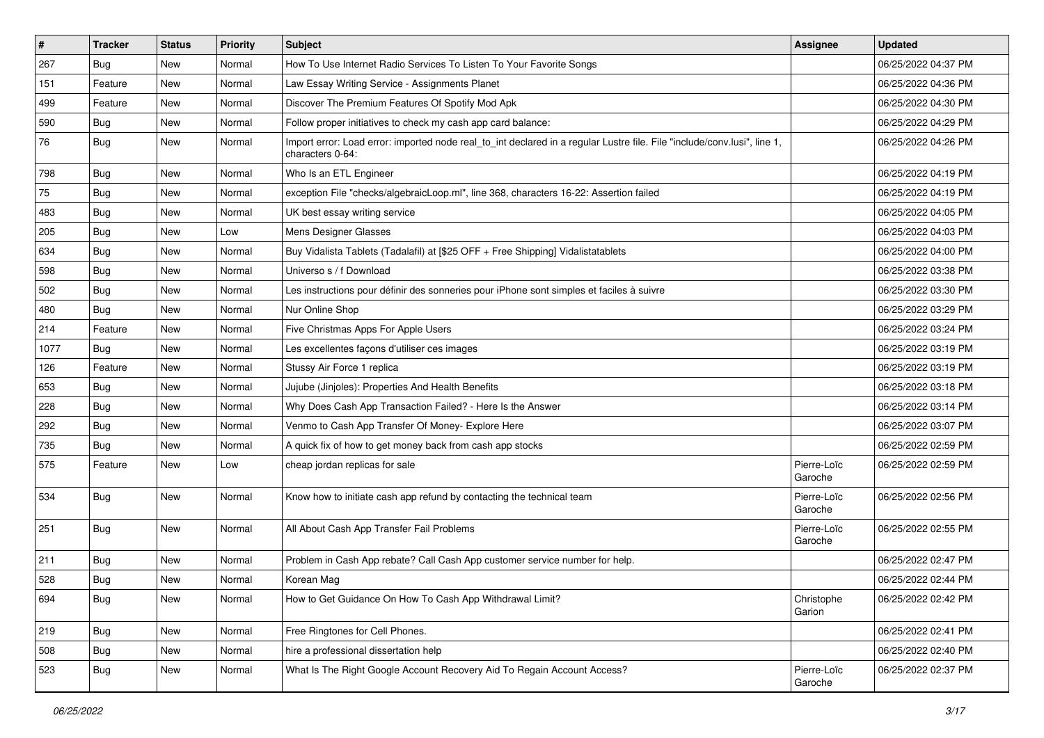| # | Tracker | Status | Priority | Subject | Assignee | Updated |
|---|---|---|---|---|---|---|
| 267 | Bug | New | Normal | How To Use Internet Radio Services To Listen To Your Favorite Songs | | 06/25/2022 04:37 PM |
| 151 | Feature | New | Normal | Law Essay Writing Service - Assignments Planet | | 06/25/2022 04:36 PM |
| 499 | Feature | New | Normal | Discover The Premium Features Of Spotify Mod Apk | | 06/25/2022 04:30 PM |
| 590 | Bug | New | Normal | Follow proper initiatives to check my cash app card balance: | | 06/25/2022 04:29 PM |
| 76 | Bug | New | Normal | Import error: Load error: imported node real_to_int declared in a regular Lustre file. File "include/conv.lusi", line 1, characters 0-64: | | 06/25/2022 04:26 PM |
| 798 | Bug | New | Normal | Who Is an ETL Engineer | | 06/25/2022 04:19 PM |
| 75 | Bug | New | Normal | exception File "checks/algebraicLoop.ml", line 368, characters 16-22: Assertion failed | | 06/25/2022 04:19 PM |
| 483 | Bug | New | Normal | UK best essay writing service | | 06/25/2022 04:05 PM |
| 205 | Bug | New | Low | Mens Designer Glasses | | 06/25/2022 04:03 PM |
| 634 | Bug | New | Normal | Buy Vidalista Tablets (Tadalafil) at [$25 OFF + Free Shipping] Vidalistatablets | | 06/25/2022 04:00 PM |
| 598 | Bug | New | Normal | Universo s / f Download | | 06/25/2022 03:38 PM |
| 502 | Bug | New | Normal | Les instructions pour définir des sonneries pour iPhone sont simples et faciles à suivre | | 06/25/2022 03:30 PM |
| 480 | Bug | New | Normal | Nur Online Shop | | 06/25/2022 03:29 PM |
| 214 | Feature | New | Normal | Five Christmas Apps For Apple Users | | 06/25/2022 03:24 PM |
| 1077 | Bug | New | Normal | Les excellentes façons d'utiliser ces images | | 06/25/2022 03:19 PM |
| 126 | Feature | New | Normal | Stussy Air Force 1 replica | | 06/25/2022 03:19 PM |
| 653 | Bug | New | Normal | Jujube (Jinjoles): Properties And Health Benefits | | 06/25/2022 03:18 PM |
| 228 | Bug | New | Normal | Why Does Cash App Transaction Failed? - Here Is the Answer | | 06/25/2022 03:14 PM |
| 292 | Bug | New | Normal | Venmo to Cash App Transfer Of Money- Explore Here | | 06/25/2022 03:07 PM |
| 735 | Bug | New | Normal | A quick fix of how to get money back from cash app stocks | | 06/25/2022 02:59 PM |
| 575 | Feature | New | Low | cheap jordan replicas for sale | Pierre-Loïc Garoche | 06/25/2022 02:59 PM |
| 534 | Bug | New | Normal | Know how to initiate cash app refund by contacting the technical team | Pierre-Loïc Garoche | 06/25/2022 02:56 PM |
| 251 | Bug | New | Normal | All About Cash App Transfer Fail Problems | Pierre-Loïc Garoche | 06/25/2022 02:55 PM |
| 211 | Bug | New | Normal | Problem in Cash App rebate? Call Cash App customer service number for help. | | 06/25/2022 02:47 PM |
| 528 | Bug | New | Normal | Korean Mag | | 06/25/2022 02:44 PM |
| 694 | Bug | New | Normal | How to Get Guidance On How To Cash App Withdrawal Limit? | Christophe Garion | 06/25/2022 02:42 PM |
| 219 | Bug | New | Normal | Free Ringtones for Cell Phones. | | 06/25/2022 02:41 PM |
| 508 | Bug | New | Normal | hire a professional dissertation help | | 06/25/2022 02:40 PM |
| 523 | Bug | New | Normal | What Is The Right Google Account Recovery Aid To Regain Account Access? | Pierre-Loïc Garoche | 06/25/2022 02:37 PM |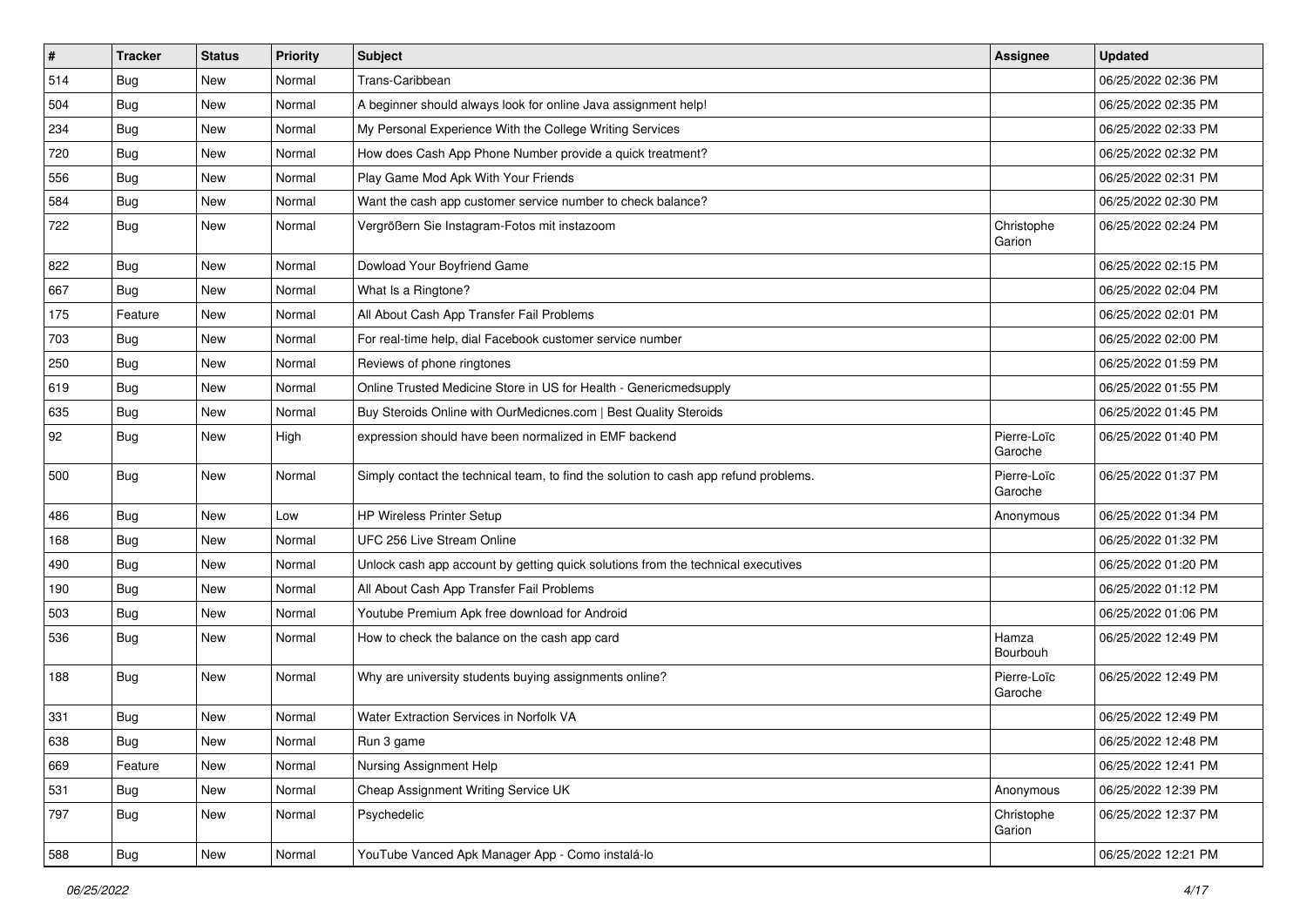| # | Tracker | Status | Priority | Subject | Assignee | Updated |
|---|---|---|---|---|---|---|
| 514 | Bug | New | Normal | Trans-Caribbean | | 06/25/2022 02:36 PM |
| 504 | Bug | New | Normal | A beginner should always look for online Java assignment help! | | 06/25/2022 02:35 PM |
| 234 | Bug | New | Normal | My Personal Experience With the College Writing Services | | 06/25/2022 02:33 PM |
| 720 | Bug | New | Normal | How does Cash App Phone Number provide a quick treatment? | | 06/25/2022 02:32 PM |
| 556 | Bug | New | Normal | Play Game Mod Apk With Your Friends | | 06/25/2022 02:31 PM |
| 584 | Bug | New | Normal | Want the cash app customer service number to check balance? | | 06/25/2022 02:30 PM |
| 722 | Bug | New | Normal | Vergrößern Sie Instagram-Fotos mit instazoom | Christophe Garion | 06/25/2022 02:24 PM |
| 822 | Bug | New | Normal | Dowload Your Boyfriend Game | | 06/25/2022 02:15 PM |
| 667 | Bug | New | Normal | What Is a Ringtone? | | 06/25/2022 02:04 PM |
| 175 | Feature | New | Normal | All About Cash App Transfer Fail Problems | | 06/25/2022 02:01 PM |
| 703 | Bug | New | Normal | For real-time help, dial Facebook customer service number | | 06/25/2022 02:00 PM |
| 250 | Bug | New | Normal | Reviews of phone ringtones | | 06/25/2022 01:59 PM |
| 619 | Bug | New | Normal | Online Trusted Medicine Store in US for Health - Genericmedsupply | | 06/25/2022 01:55 PM |
| 635 | Bug | New | Normal | Buy Steroids Online with OurMedicnes.com \| Best Quality Steroids | | 06/25/2022 01:45 PM |
| 92 | Bug | New | High | expression should have been normalized in EMF backend | Pierre-Loïc Garoche | 06/25/2022 01:40 PM |
| 500 | Bug | New | Normal | Simply contact the technical team, to find the solution to cash app refund problems. | Pierre-Loïc Garoche | 06/25/2022 01:37 PM |
| 486 | Bug | New | Low | HP Wireless Printer Setup | Anonymous | 06/25/2022 01:34 PM |
| 168 | Bug | New | Normal | UFC 256 Live Stream Online | | 06/25/2022 01:32 PM |
| 490 | Bug | New | Normal | Unlock cash app account by getting quick solutions from the technical executives | | 06/25/2022 01:20 PM |
| 190 | Bug | New | Normal | All About Cash App Transfer Fail Problems | | 06/25/2022 01:12 PM |
| 503 | Bug | New | Normal | Youtube Premium Apk free download for Android | | 06/25/2022 01:06 PM |
| 536 | Bug | New | Normal | How to check the balance on the cash app card | Hamza Bourbouh | 06/25/2022 12:49 PM |
| 188 | Bug | New | Normal | Why are university students buying assignments online? | Pierre-Loïc Garoche | 06/25/2022 12:49 PM |
| 331 | Bug | New | Normal | Water Extraction Services in Norfolk VA | | 06/25/2022 12:49 PM |
| 638 | Bug | New | Normal | Run 3 game | | 06/25/2022 12:48 PM |
| 669 | Feature | New | Normal | Nursing Assignment Help | | 06/25/2022 12:41 PM |
| 531 | Bug | New | Normal | Cheap Assignment Writing Service UK | Anonymous | 06/25/2022 12:39 PM |
| 797 | Bug | New | Normal | Psychedelic | Christophe Garion | 06/25/2022 12:37 PM |
| 588 | Bug | New | Normal | YouTube Vanced Apk Manager App - Como instalá-lo | | 06/25/2022 12:21 PM |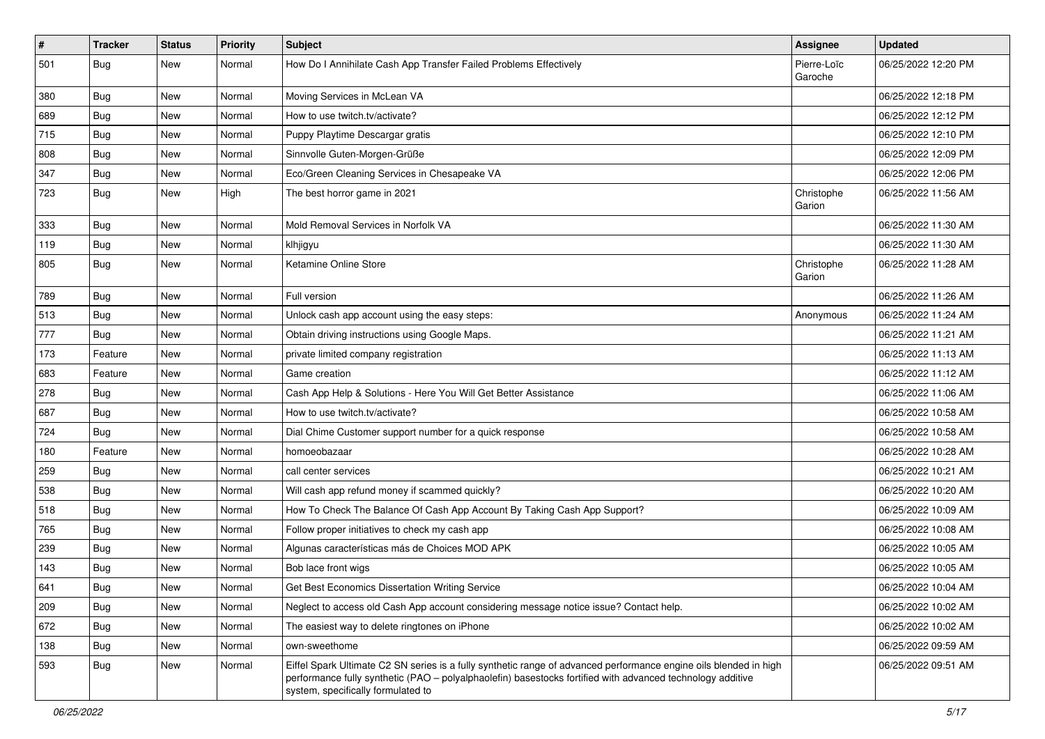| # | Tracker | Status | Priority | Subject | Assignee | Updated |
|---|---|---|---|---|---|---|
| 501 | Bug | New | Normal | How Do I Annihilate Cash App Transfer Failed Problems Effectively | Pierre-Loïc Garoche | 06/25/2022 12:20 PM |
| 380 | Bug | New | Normal | Moving Services in McLean VA | | 06/25/2022 12:18 PM |
| 689 | Bug | New | Normal | How to use twitch.tv/activate? | | 06/25/2022 12:12 PM |
| 715 | Bug | New | Normal | Puppy Playtime Descargar gratis | | 06/25/2022 12:10 PM |
| 808 | Bug | New | Normal | Sinnvolle Guten-Morgen-Grüße | | 06/25/2022 12:09 PM |
| 347 | Bug | New | Normal | Eco/Green Cleaning Services in Chesapeake VA | | 06/25/2022 12:06 PM |
| 723 | Bug | New | High | The best horror game in 2021 | Christophe Garion | 06/25/2022 11:56 AM |
| 333 | Bug | New | Normal | Mold Removal Services in Norfolk VA | | 06/25/2022 11:30 AM |
| 119 | Bug | New | Normal | klhjigyu | | 06/25/2022 11:30 AM |
| 805 | Bug | New | Normal | Ketamine Online Store | Christophe Garion | 06/25/2022 11:28 AM |
| 789 | Bug | New | Normal | Full version | | 06/25/2022 11:26 AM |
| 513 | Bug | New | Normal | Unlock cash app account using the easy steps: | Anonymous | 06/25/2022 11:24 AM |
| 777 | Bug | New | Normal | Obtain driving instructions using Google Maps. | | 06/25/2022 11:21 AM |
| 173 | Feature | New | Normal | private limited company registration | | 06/25/2022 11:13 AM |
| 683 | Feature | New | Normal | Game creation | | 06/25/2022 11:12 AM |
| 278 | Bug | New | Normal | Cash App Help & Solutions - Here You Will Get Better Assistance | | 06/25/2022 11:06 AM |
| 687 | Bug | New | Normal | How to use twitch.tv/activate? | | 06/25/2022 10:58 AM |
| 724 | Bug | New | Normal | Dial Chime Customer support number for a quick response | | 06/25/2022 10:58 AM |
| 180 | Feature | New | Normal | homoeobazaar | | 06/25/2022 10:28 AM |
| 259 | Bug | New | Normal | call center services | | 06/25/2022 10:21 AM |
| 538 | Bug | New | Normal | Will cash app refund money if scammed quickly? | | 06/25/2022 10:20 AM |
| 518 | Bug | New | Normal | How To Check The Balance Of Cash App Account By Taking Cash App Support? | | 06/25/2022 10:09 AM |
| 765 | Bug | New | Normal | Follow proper initiatives to check my cash app | | 06/25/2022 10:08 AM |
| 239 | Bug | New | Normal | Algunas características más de Choices MOD APK | | 06/25/2022 10:05 AM |
| 143 | Bug | New | Normal | Bob lace front wigs | | 06/25/2022 10:05 AM |
| 641 | Bug | New | Normal | Get Best Economics Dissertation Writing Service | | 06/25/2022 10:04 AM |
| 209 | Bug | New | Normal | Neglect to access old Cash App account considering message notice issue? Contact help. | | 06/25/2022 10:02 AM |
| 672 | Bug | New | Normal | The easiest way to delete ringtones on iPhone | | 06/25/2022 10:02 AM |
| 138 | Bug | New | Normal | own-sweethome | | 06/25/2022 09:59 AM |
| 593 | Bug | New | Normal | Eiffel Spark Ultimate C2 SN series is a fully synthetic range of advanced performance engine oils blended in high performance fully synthetic (PAO – polyalphaolefin) basestocks fortified with advanced technology additive system, specifically formulated to | | 06/25/2022 09:51 AM |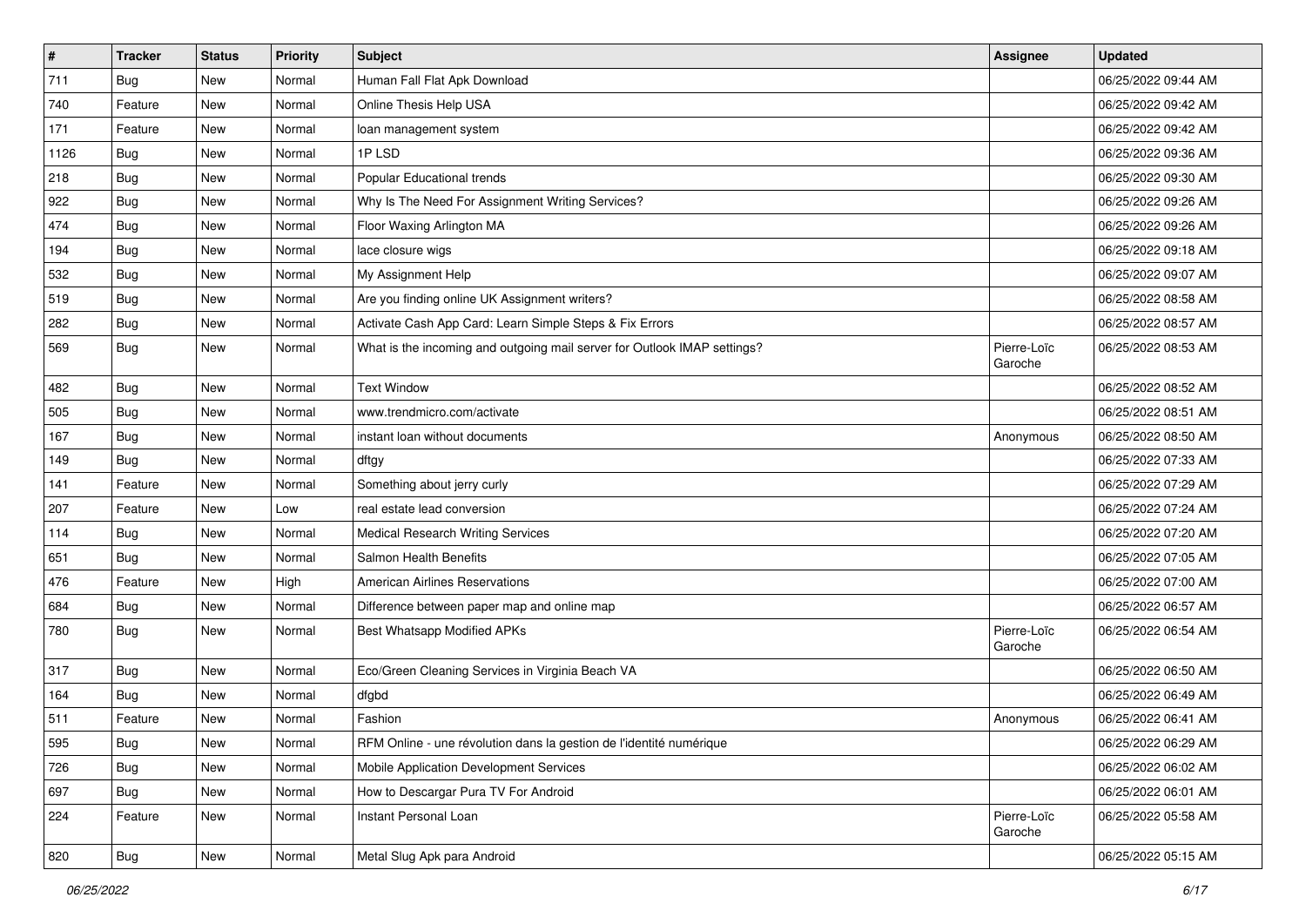| # | Tracker | Status | Priority | Subject | Assignee | Updated |
|---|---|---|---|---|---|---|
| 711 | Bug | New | Normal | Human Fall Flat Apk Download | | 06/25/2022 09:44 AM |
| 740 | Feature | New | Normal | Online Thesis Help USA | | 06/25/2022 09:42 AM |
| 171 | Feature | New | Normal | loan management system | | 06/25/2022 09:42 AM |
| 1126 | Bug | New | Normal | 1P LSD | | 06/25/2022 09:36 AM |
| 218 | Bug | New | Normal | Popular Educational trends | | 06/25/2022 09:30 AM |
| 922 | Bug | New | Normal | Why Is The Need For Assignment Writing Services? | | 06/25/2022 09:26 AM |
| 474 | Bug | New | Normal | Floor Waxing Arlington MA | | 06/25/2022 09:26 AM |
| 194 | Bug | New | Normal | lace closure wigs | | 06/25/2022 09:18 AM |
| 532 | Bug | New | Normal | My Assignment Help | | 06/25/2022 09:07 AM |
| 519 | Bug | New | Normal | Are you finding online UK Assignment writers? | | 06/25/2022 08:58 AM |
| 282 | Bug | New | Normal | Activate Cash App Card: Learn Simple Steps & Fix Errors | | 06/25/2022 08:57 AM |
| 569 | Bug | New | Normal | What is the incoming and outgoing mail server for Outlook IMAP settings? | Pierre-Loïc Garoche | 06/25/2022 08:53 AM |
| 482 | Bug | New | Normal | Text Window | | 06/25/2022 08:52 AM |
| 505 | Bug | New | Normal | www.trendmicro.com/activate | | 06/25/2022 08:51 AM |
| 167 | Bug | New | Normal | instant loan without documents | Anonymous | 06/25/2022 08:50 AM |
| 149 | Bug | New | Normal | dftgy | | 06/25/2022 07:33 AM |
| 141 | Feature | New | Normal | Something about jerry curly | | 06/25/2022 07:29 AM |
| 207 | Feature | New | Low | real estate lead conversion | | 06/25/2022 07:24 AM |
| 114 | Bug | New | Normal | Medical Research Writing Services | | 06/25/2022 07:20 AM |
| 651 | Bug | New | Normal | Salmon Health Benefits | | 06/25/2022 07:05 AM |
| 476 | Feature | New | High | American Airlines Reservations | | 06/25/2022 07:00 AM |
| 684 | Bug | New | Normal | Difference between paper map and online map | | 06/25/2022 06:57 AM |
| 780 | Bug | New | Normal | Best Whatsapp Modified APKs | Pierre-Loïc Garoche | 06/25/2022 06:54 AM |
| 317 | Bug | New | Normal | Eco/Green Cleaning Services in Virginia Beach VA | | 06/25/2022 06:50 AM |
| 164 | Bug | New | Normal | dfgbd | | 06/25/2022 06:49 AM |
| 511 | Feature | New | Normal | Fashion | Anonymous | 06/25/2022 06:41 AM |
| 595 | Bug | New | Normal | RFM Online - une révolution dans la gestion de l'identité numérique | | 06/25/2022 06:29 AM |
| 726 | Bug | New | Normal | Mobile Application Development Services | | 06/25/2022 06:02 AM |
| 697 | Bug | New | Normal | How to Descargar Pura TV For Android | | 06/25/2022 06:01 AM |
| 224 | Feature | New | Normal | Instant Personal Loan | Pierre-Loïc Garoche | 06/25/2022 05:58 AM |
| 820 | Bug | New | Normal | Metal Slug Apk para Android | | 06/25/2022 05:15 AM |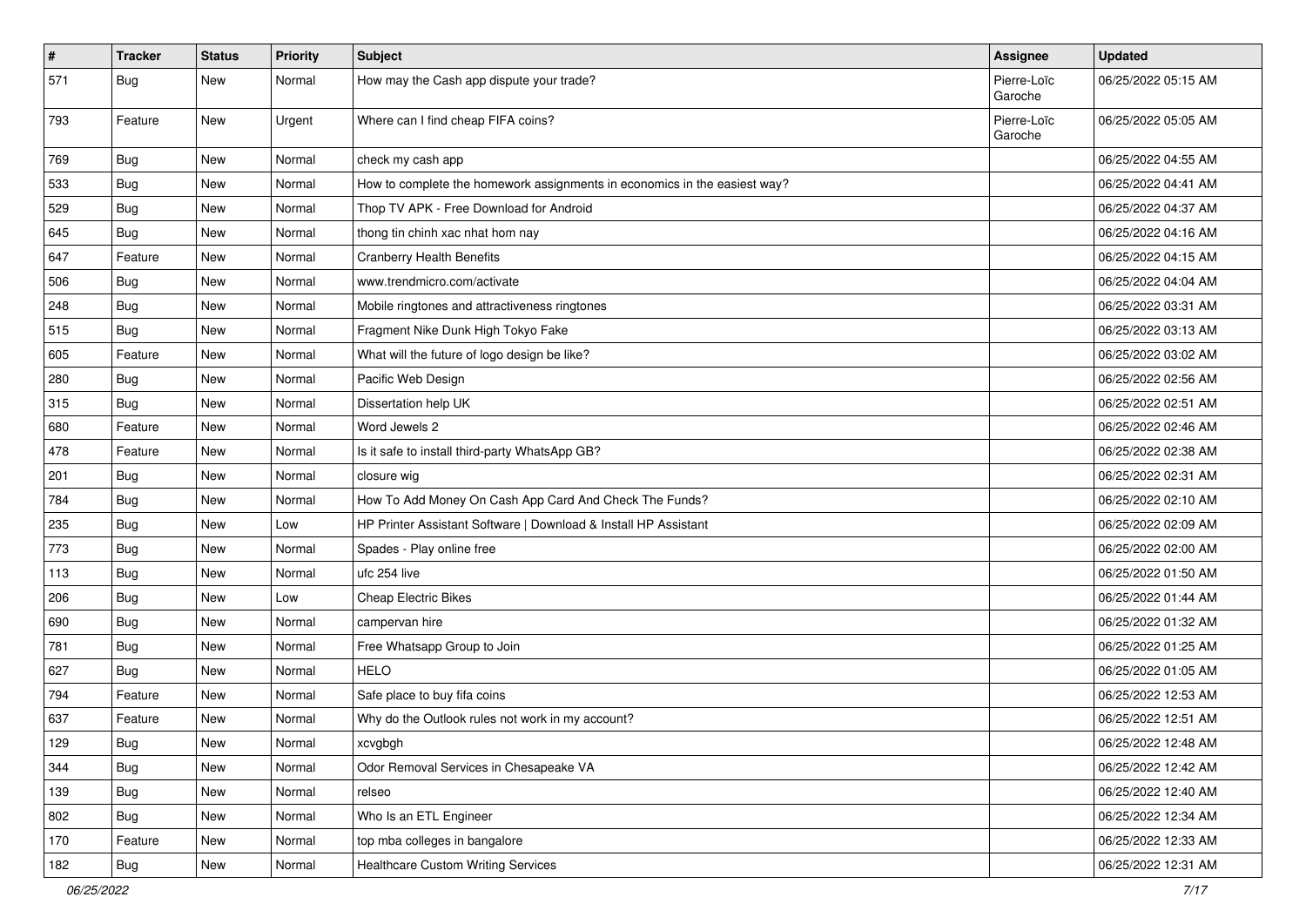| # | Tracker | Status | Priority | Subject | Assignee | Updated |
| --- | --- | --- | --- | --- | --- | --- |
| 571 | Bug | New | Normal | How may the Cash app dispute your trade? | Pierre-Loïc Garoche | 06/25/2022 05:15 AM |
| 793 | Feature | New | Urgent | Where can I find cheap FIFA coins? | Pierre-Loïc Garoche | 06/25/2022 05:05 AM |
| 769 | Bug | New | Normal | check my cash app | | 06/25/2022 04:55 AM |
| 533 | Bug | New | Normal | How to complete the homework assignments in economics in the easiest way? | | 06/25/2022 04:41 AM |
| 529 | Bug | New | Normal | Thop TV APK - Free Download for Android | | 06/25/2022 04:37 AM |
| 645 | Bug | New | Normal | thong tin chinh xac nhat hom nay | | 06/25/2022 04:16 AM |
| 647 | Feature | New | Normal | Cranberry Health Benefits | | 06/25/2022 04:15 AM |
| 506 | Bug | New | Normal | www.trendmicro.com/activate | | 06/25/2022 04:04 AM |
| 248 | Bug | New | Normal | Mobile ringtones and attractiveness ringtones | | 06/25/2022 03:31 AM |
| 515 | Bug | New | Normal | Fragment Nike Dunk High Tokyo Fake | | 06/25/2022 03:13 AM |
| 605 | Feature | New | Normal | What will the future of logo design be like? | | 06/25/2022 03:02 AM |
| 280 | Bug | New | Normal | Pacific Web Design | | 06/25/2022 02:56 AM |
| 315 | Bug | New | Normal | Dissertation help UK | | 06/25/2022 02:51 AM |
| 680 | Feature | New | Normal | Word Jewels 2 | | 06/25/2022 02:46 AM |
| 478 | Feature | New | Normal | Is it safe to install third-party WhatsApp GB? | | 06/25/2022 02:38 AM |
| 201 | Bug | New | Normal | closure wig | | 06/25/2022 02:31 AM |
| 784 | Bug | New | Normal | How To Add Money On Cash App Card And Check The Funds? | | 06/25/2022 02:10 AM |
| 235 | Bug | New | Low | HP Printer Assistant Software \| Download & Install HP Assistant | | 06/25/2022 02:09 AM |
| 773 | Bug | New | Normal | Spades - Play online free | | 06/25/2022 02:00 AM |
| 113 | Bug | New | Normal | ufc 254 live | | 06/25/2022 01:50 AM |
| 206 | Bug | New | Low | Cheap Electric Bikes | | 06/25/2022 01:44 AM |
| 690 | Bug | New | Normal | campervan hire | | 06/25/2022 01:32 AM |
| 781 | Bug | New | Normal | Free Whatsapp Group to Join | | 06/25/2022 01:25 AM |
| 627 | Bug | New | Normal | HELO | | 06/25/2022 01:05 AM |
| 794 | Feature | New | Normal | Safe place to buy fifa coins | | 06/25/2022 12:53 AM |
| 637 | Feature | New | Normal | Why do the Outlook rules not work in my account? | | 06/25/2022 12:51 AM |
| 129 | Bug | New | Normal | xcvgbgh | | 06/25/2022 12:48 AM |
| 344 | Bug | New | Normal | Odor Removal Services in Chesapeake VA | | 06/25/2022 12:42 AM |
| 139 | Bug | New | Normal | relseo | | 06/25/2022 12:40 AM |
| 802 | Bug | New | Normal | Who Is an ETL Engineer | | 06/25/2022 12:34 AM |
| 170 | Feature | New | Normal | top mba colleges in bangalore | | 06/25/2022 12:33 AM |
| 182 | Bug | New | Normal | Healthcare Custom Writing Services | | 06/25/2022 12:31 AM |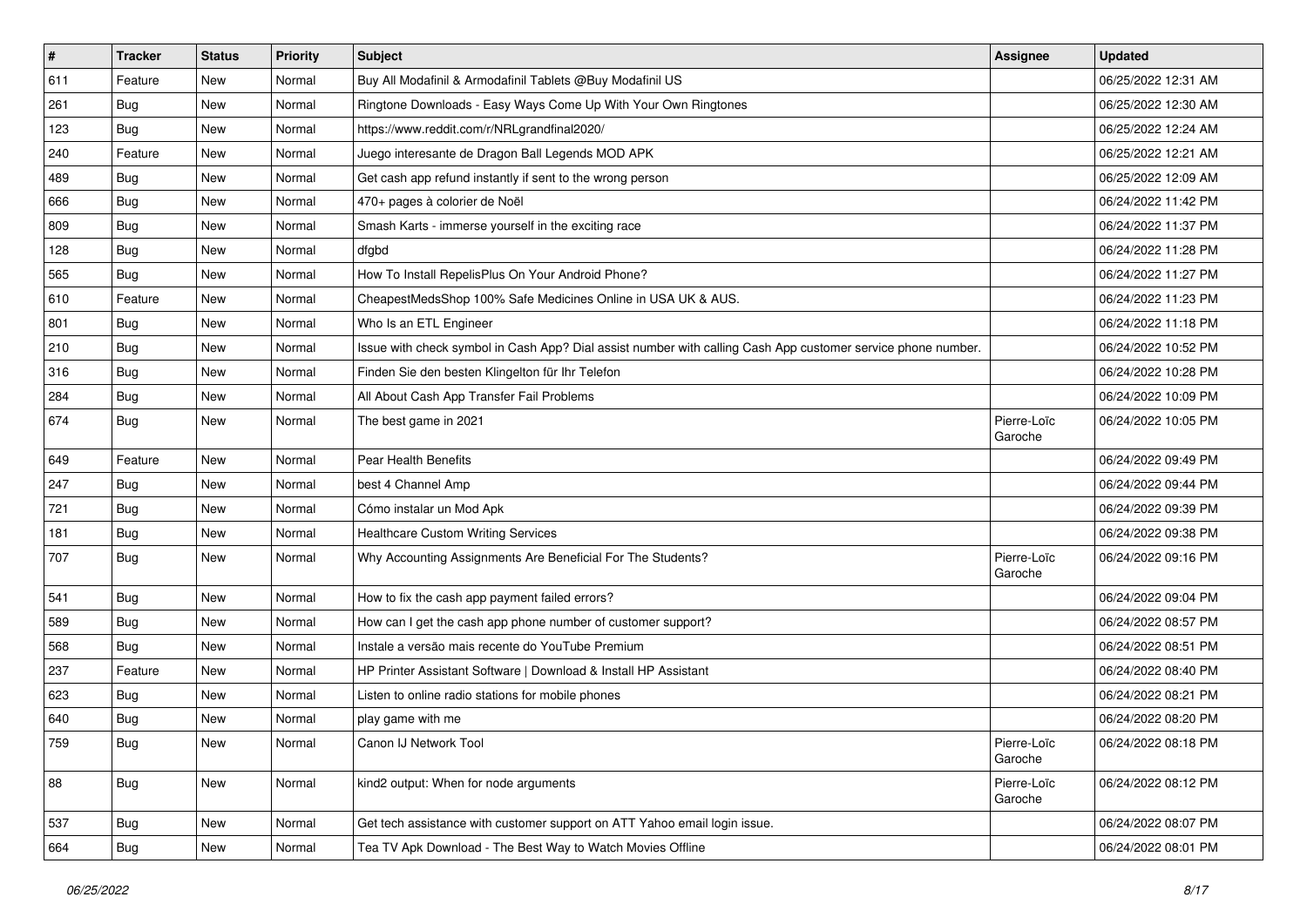| # | Tracker | Status | Priority | Subject | Assignee | Updated |
|---|---|---|---|---|---|---|
| 611 | Feature | New | Normal | Buy All Modafinil & Armodafinil Tablets @Buy Modafinil US | | 06/25/2022 12:31 AM |
| 261 | Bug | New | Normal | Ringtone Downloads - Easy Ways Come Up With Your Own Ringtones | | 06/25/2022 12:30 AM |
| 123 | Bug | New | Normal | https://www.reddit.com/r/NRLgrandfinal2020/ | | 06/25/2022 12:24 AM |
| 240 | Feature | New | Normal | Juego interesante de Dragon Ball Legends MOD APK | | 06/25/2022 12:21 AM |
| 489 | Bug | New | Normal | Get cash app refund instantly if sent to the wrong person | | 06/25/2022 12:09 AM |
| 666 | Bug | New | Normal | 470+ pages à colorier de Noël | | 06/24/2022 11:42 PM |
| 809 | Bug | New | Normal | Smash Karts - immerse yourself in the exciting race | | 06/24/2022 11:37 PM |
| 128 | Bug | New | Normal | dfgbd | | 06/24/2022 11:28 PM |
| 565 | Bug | New | Normal | How To Install RepelisPlus On Your Android Phone? | | 06/24/2022 11:27 PM |
| 610 | Feature | New | Normal | CheapestMedsShop 100% Safe Medicines Online in USA UK & AUS. | | 06/24/2022 11:23 PM |
| 801 | Bug | New | Normal | Who Is an ETL Engineer | | 06/24/2022 11:18 PM |
| 210 | Bug | New | Normal | Issue with check symbol in Cash App? Dial assist number with calling Cash App customer service phone number. | | 06/24/2022 10:52 PM |
| 316 | Bug | New | Normal | Finden Sie den besten Klingelton für Ihr Telefon | | 06/24/2022 10:28 PM |
| 284 | Bug | New | Normal | All About Cash App Transfer Fail Problems | | 06/24/2022 10:09 PM |
| 674 | Bug | New | Normal | The best game in 2021 | Pierre-Loïc Garoche | 06/24/2022 10:05 PM |
| 649 | Feature | New | Normal | Pear Health Benefits | | 06/24/2022 09:49 PM |
| 247 | Bug | New | Normal | best 4 Channel Amp | | 06/24/2022 09:44 PM |
| 721 | Bug | New | Normal | Cómo instalar un Mod Apk | | 06/24/2022 09:39 PM |
| 181 | Bug | New | Normal | Healthcare Custom Writing Services | | 06/24/2022 09:38 PM |
| 707 | Bug | New | Normal | Why Accounting Assignments Are Beneficial For The Students? | Pierre-Loïc Garoche | 06/24/2022 09:16 PM |
| 541 | Bug | New | Normal | How to fix the cash app payment failed errors? | | 06/24/2022 09:04 PM |
| 589 | Bug | New | Normal | How can I get the cash app phone number of customer support? | | 06/24/2022 08:57 PM |
| 568 | Bug | New | Normal | Instale a versão mais recente do YouTube Premium | | 06/24/2022 08:51 PM |
| 237 | Feature | New | Normal | HP Printer Assistant Software \| Download & Install HP Assistant | | 06/24/2022 08:40 PM |
| 623 | Bug | New | Normal | Listen to online radio stations for mobile phones | | 06/24/2022 08:21 PM |
| 640 | Bug | New | Normal | play game with me | | 06/24/2022 08:20 PM |
| 759 | Bug | New | Normal | Canon IJ Network Tool | Pierre-Loïc Garoche | 06/24/2022 08:18 PM |
| 88 | Bug | New | Normal | kind2 output: When for node arguments | Pierre-Loïc Garoche | 06/24/2022 08:12 PM |
| 537 | Bug | New | Normal | Get tech assistance with customer support on ATT Yahoo email login issue. | | 06/24/2022 08:07 PM |
| 664 | Bug | New | Normal | Tea TV Apk Download - The Best Way to Watch Movies Offline | | 06/24/2022 08:01 PM |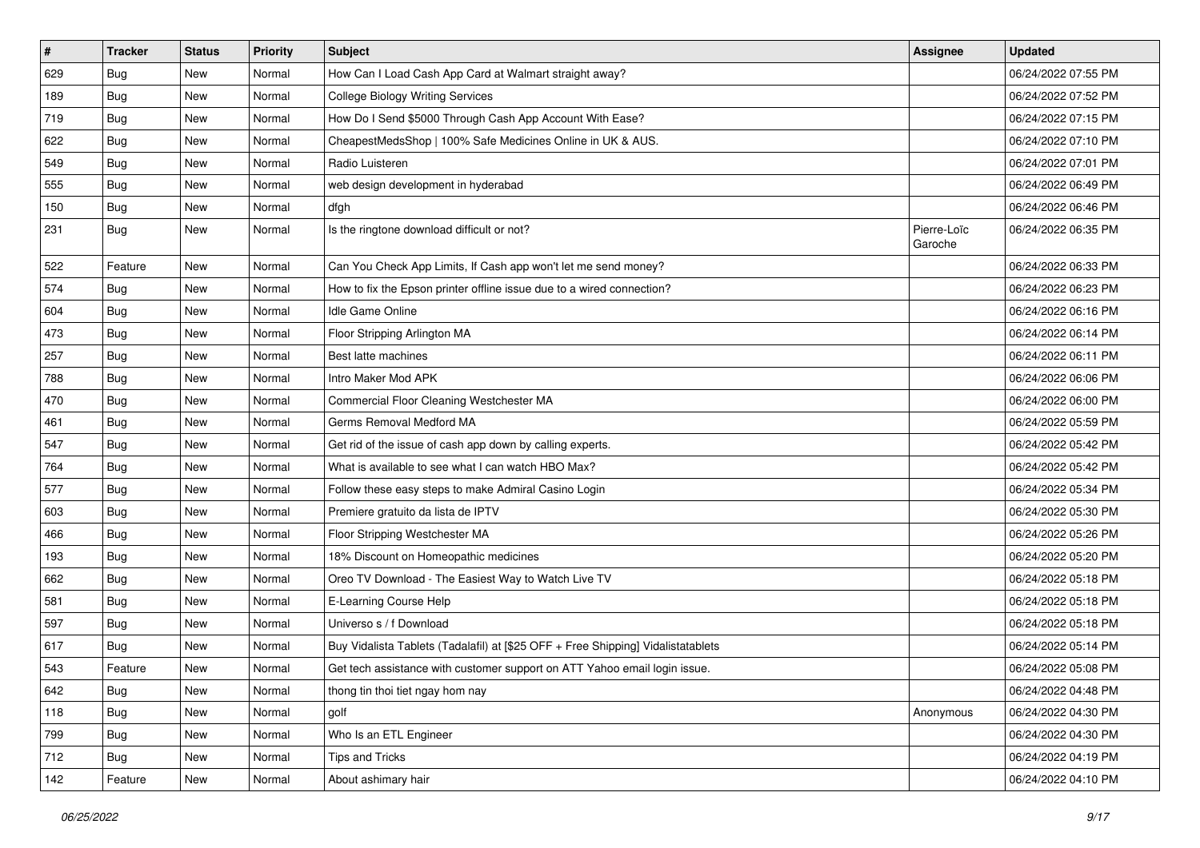| # | Tracker | Status | Priority | Subject | Assignee | Updated |
| --- | --- | --- | --- | --- | --- | --- |
| 629 | Bug | New | Normal | How Can I Load Cash App Card at Walmart straight away? | | 06/24/2022 07:55 PM |
| 189 | Bug | New | Normal | College Biology Writing Services | | 06/24/2022 07:52 PM |
| 719 | Bug | New | Normal | How Do I Send $5000 Through Cash App Account With Ease? | | 06/24/2022 07:15 PM |
| 622 | Bug | New | Normal | CheapestMedsShop \| 100% Safe Medicines Online in UK & AUS. | | 06/24/2022 07:10 PM |
| 549 | Bug | New | Normal | Radio Luisteren | | 06/24/2022 07:01 PM |
| 555 | Bug | New | Normal | web design development in hyderabad | | 06/24/2022 06:49 PM |
| 150 | Bug | New | Normal | dfgh | | 06/24/2022 06:46 PM |
| 231 | Bug | New | Normal | Is the ringtone download difficult or not? | Pierre-Loïc Garoche | 06/24/2022 06:35 PM |
| 522 | Feature | New | Normal | Can You Check App Limits, If Cash app won't let me send money? | | 06/24/2022 06:33 PM |
| 574 | Bug | New | Normal | How to fix the Epson printer offline issue due to a wired connection? | | 06/24/2022 06:23 PM |
| 604 | Bug | New | Normal | Idle Game Online | | 06/24/2022 06:16 PM |
| 473 | Bug | New | Normal | Floor Stripping Arlington MA | | 06/24/2022 06:14 PM |
| 257 | Bug | New | Normal | Best latte machines | | 06/24/2022 06:11 PM |
| 788 | Bug | New | Normal | Intro Maker Mod APK | | 06/24/2022 06:06 PM |
| 470 | Bug | New | Normal | Commercial Floor Cleaning Westchester MA | | 06/24/2022 06:00 PM |
| 461 | Bug | New | Normal | Germs Removal Medford MA | | 06/24/2022 05:59 PM |
| 547 | Bug | New | Normal | Get rid of the issue of cash app down by calling experts. | | 06/24/2022 05:42 PM |
| 764 | Bug | New | Normal | What is available to see what I can watch HBO Max? | | 06/24/2022 05:42 PM |
| 577 | Bug | New | Normal | Follow these easy steps to make Admiral Casino Login | | 06/24/2022 05:34 PM |
| 603 | Bug | New | Normal | Premiere gratuito da lista de IPTV | | 06/24/2022 05:30 PM |
| 466 | Bug | New | Normal | Floor Stripping Westchester MA | | 06/24/2022 05:26 PM |
| 193 | Bug | New | Normal | 18% Discount on Homeopathic medicines | | 06/24/2022 05:20 PM |
| 662 | Bug | New | Normal | Oreo TV Download - The Easiest Way to Watch Live TV | | 06/24/2022 05:18 PM |
| 581 | Bug | New | Normal | E-Learning Course Help | | 06/24/2022 05:18 PM |
| 597 | Bug | New | Normal | Universo s / f Download | | 06/24/2022 05:18 PM |
| 617 | Bug | New | Normal | Buy Vidalista Tablets (Tadalafil) at [$25 OFF + Free Shipping] Vidalistatablets | | 06/24/2022 05:14 PM |
| 543 | Feature | New | Normal | Get tech assistance with customer support on ATT Yahoo email login issue. | | 06/24/2022 05:08 PM |
| 642 | Bug | New | Normal | thong tin thoi tiet ngay hom nay | | 06/24/2022 04:48 PM |
| 118 | Bug | New | Normal | golf | Anonymous | 06/24/2022 04:30 PM |
| 799 | Bug | New | Normal | Who Is an ETL Engineer | | 06/24/2022 04:30 PM |
| 712 | Bug | New | Normal | Tips and Tricks | | 06/24/2022 04:19 PM |
| 142 | Feature | New | Normal | About ashimary hair | | 06/24/2022 04:10 PM |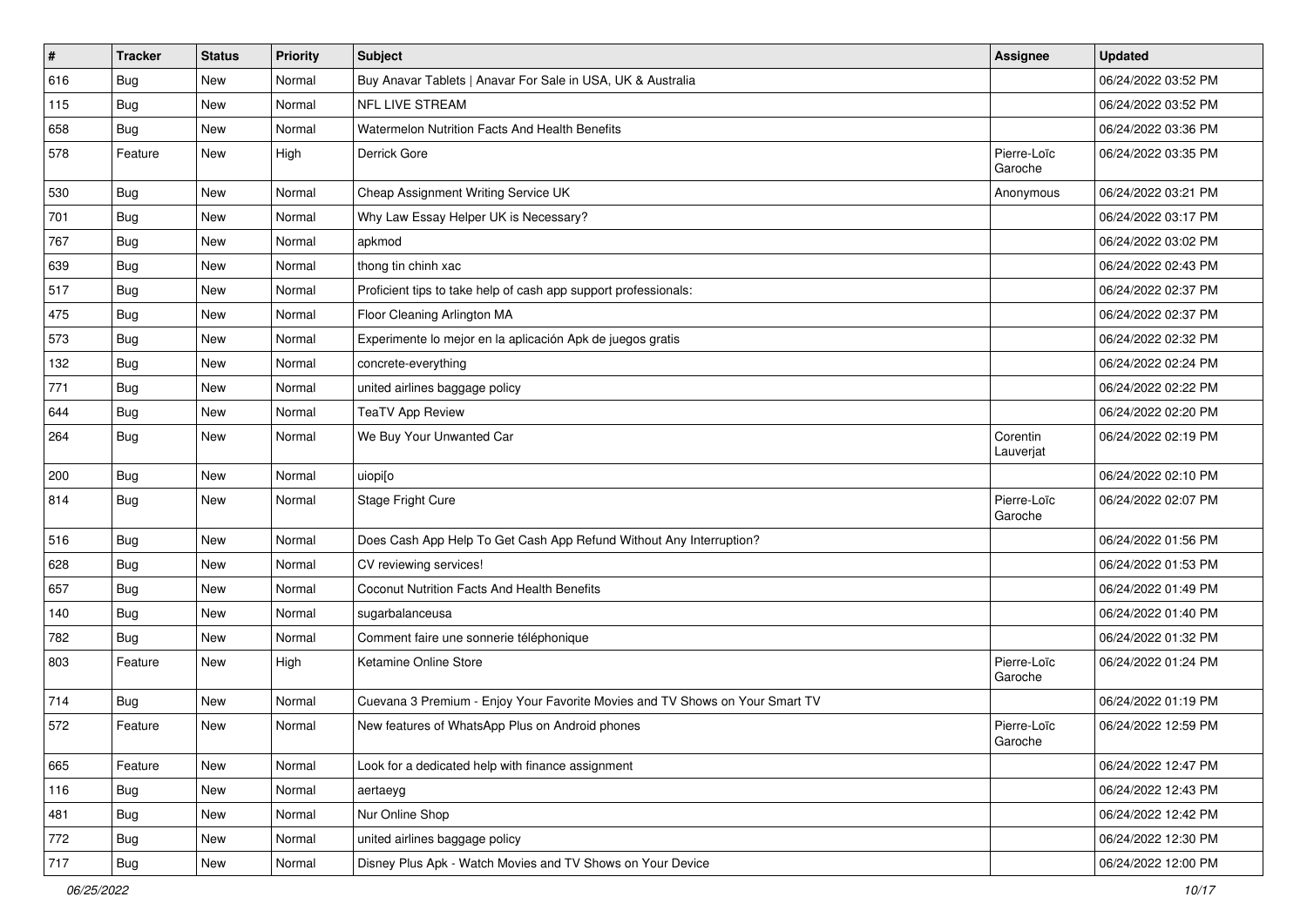| # | Tracker | Status | Priority | Subject | Assignee | Updated |
|---|---|---|---|---|---|---|
| 616 | Bug | New | Normal | Buy Anavar Tablets \| Anavar For Sale in USA, UK & Australia | | 06/24/2022 03:52 PM |
| 115 | Bug | New | Normal | NFL LIVE STREAM | | 06/24/2022 03:52 PM |
| 658 | Bug | New | Normal | Watermelon Nutrition Facts And Health Benefits | | 06/24/2022 03:36 PM |
| 578 | Feature | New | High | Derrick Gore | Pierre-Loïc Garoche | 06/24/2022 03:35 PM |
| 530 | Bug | New | Normal | Cheap Assignment Writing Service UK | Anonymous | 06/24/2022 03:21 PM |
| 701 | Bug | New | Normal | Why Law Essay Helper UK is Necessary? | | 06/24/2022 03:17 PM |
| 767 | Bug | New | Normal | apkmod | | 06/24/2022 03:02 PM |
| 639 | Bug | New | Normal | thong tin chinh xac | | 06/24/2022 02:43 PM |
| 517 | Bug | New | Normal | Proficient tips to take help of cash app support professionals: | | 06/24/2022 02:37 PM |
| 475 | Bug | New | Normal | Floor Cleaning Arlington MA | | 06/24/2022 02:37 PM |
| 573 | Bug | New | Normal | Experimente lo mejor en la aplicación Apk de juegos gratis | | 06/24/2022 02:32 PM |
| 132 | Bug | New | Normal | concrete-everything | | 06/24/2022 02:24 PM |
| 771 | Bug | New | Normal | united airlines baggage policy | | 06/24/2022 02:22 PM |
| 644 | Bug | New | Normal | TeaTV App Review | | 06/24/2022 02:20 PM |
| 264 | Bug | New | Normal | We Buy Your Unwanted Car | Corentin Lauverjat | 06/24/2022 02:19 PM |
| 200 | Bug | New | Normal | uiopi[o | | 06/24/2022 02:10 PM |
| 814 | Bug | New | Normal | Stage Fright Cure | Pierre-Loïc Garoche | 06/24/2022 02:07 PM |
| 516 | Bug | New | Normal | Does Cash App Help To Get Cash App Refund Without Any Interruption? | | 06/24/2022 01:56 PM |
| 628 | Bug | New | Normal | CV reviewing services! | | 06/24/2022 01:53 PM |
| 657 | Bug | New | Normal | Coconut Nutrition Facts And Health Benefits | | 06/24/2022 01:49 PM |
| 140 | Bug | New | Normal | sugarbalanceusa | | 06/24/2022 01:40 PM |
| 782 | Bug | New | Normal | Comment faire une sonnerie téléphonique | | 06/24/2022 01:32 PM |
| 803 | Feature | New | High | Ketamine Online Store | Pierre-Loïc Garoche | 06/24/2022 01:24 PM |
| 714 | Bug | New | Normal | Cuevana 3 Premium - Enjoy Your Favorite Movies and TV Shows on Your Smart TV | | 06/24/2022 01:19 PM |
| 572 | Feature | New | Normal | New features of WhatsApp Plus on Android phones | Pierre-Loïc Garoche | 06/24/2022 12:59 PM |
| 665 | Feature | New | Normal | Look for a dedicated help with finance assignment | | 06/24/2022 12:47 PM |
| 116 | Bug | New | Normal | aertaeyg | | 06/24/2022 12:43 PM |
| 481 | Bug | New | Normal | Nur Online Shop | | 06/24/2022 12:42 PM |
| 772 | Bug | New | Normal | united airlines baggage policy | | 06/24/2022 12:30 PM |
| 717 | Bug | New | Normal | Disney Plus Apk - Watch Movies and TV Shows on Your Device | | 06/24/2022 12:00 PM |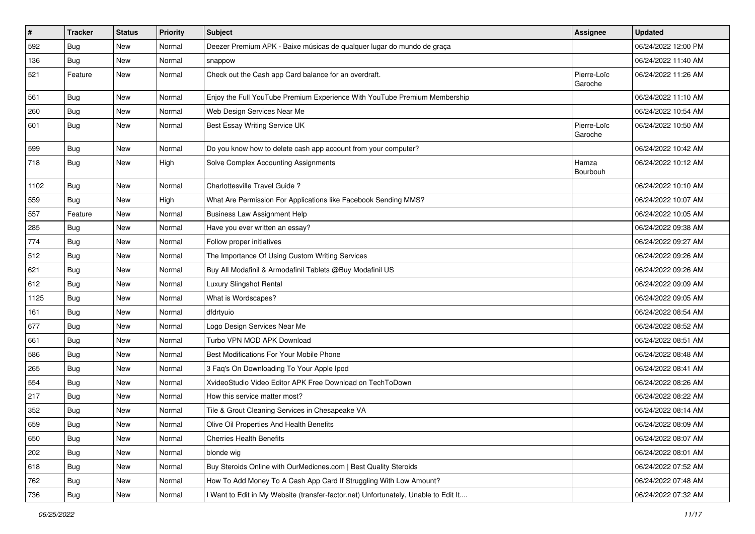| # | Tracker | Status | Priority | Subject | Assignee | Updated |
|---|---|---|---|---|---|---|
| 592 | Bug | New | Normal | Deezer Premium APK - Baixe músicas de qualquer lugar do mundo de graça | | 06/24/2022 12:00 PM |
| 136 | Bug | New | Normal | snappow | | 06/24/2022 11:40 AM |
| 521 | Feature | New | Normal | Check out the Cash app Card balance for an overdraft. | Pierre-Loïc Garoche | 06/24/2022 11:26 AM |
| 561 | Bug | New | Normal | Enjoy the Full YouTube Premium Experience With YouTube Premium Membership | | 06/24/2022 11:10 AM |
| 260 | Bug | New | Normal | Web Design Services Near Me | | 06/24/2022 10:54 AM |
| 601 | Bug | New | Normal | Best Essay Writing Service UK | Pierre-Loïc Garoche | 06/24/2022 10:50 AM |
| 599 | Bug | New | Normal | Do you know how to delete cash app account from your computer? | | 06/24/2022 10:42 AM |
| 718 | Bug | New | High | Solve Complex Accounting Assignments | Hamza Bourbouh | 06/24/2022 10:12 AM |
| 1102 | Bug | New | Normal | Charlottesville Travel Guide ? | | 06/24/2022 10:10 AM |
| 559 | Bug | New | High | What Are Permission For Applications like Facebook Sending MMS? | | 06/24/2022 10:07 AM |
| 557 | Feature | New | Normal | Business Law Assignment Help | | 06/24/2022 10:05 AM |
| 285 | Bug | New | Normal | Have you ever written an essay? | | 06/24/2022 09:38 AM |
| 774 | Bug | New | Normal | Follow proper initiatives | | 06/24/2022 09:27 AM |
| 512 | Bug | New | Normal | The Importance Of Using Custom Writing Services | | 06/24/2022 09:26 AM |
| 621 | Bug | New | Normal | Buy All Modafinil & Armodafinil Tablets @Buy Modafinil US | | 06/24/2022 09:26 AM |
| 612 | Bug | New | Normal | Luxury Slingshot Rental | | 06/24/2022 09:09 AM |
| 1125 | Bug | New | Normal | What is Wordscapes? | | 06/24/2022 09:05 AM |
| 161 | Bug | New | Normal | dfdrtyuio | | 06/24/2022 08:54 AM |
| 677 | Bug | New | Normal | Logo Design Services Near Me | | 06/24/2022 08:52 AM |
| 661 | Bug | New | Normal | Turbo VPN MOD APK Download | | 06/24/2022 08:51 AM |
| 586 | Bug | New | Normal | Best Modifications For Your Mobile Phone | | 06/24/2022 08:48 AM |
| 265 | Bug | New | Normal | 3 Faq's On Downloading To Your Apple Ipod | | 06/24/2022 08:41 AM |
| 554 | Bug | New | Normal | XvideoStudio Video Editor APK Free Download on TechToDown | | 06/24/2022 08:26 AM |
| 217 | Bug | New | Normal | How this service matter most? | | 06/24/2022 08:22 AM |
| 352 | Bug | New | Normal | Tile & Grout Cleaning Services in Chesapeake VA | | 06/24/2022 08:14 AM |
| 659 | Bug | New | Normal | Olive Oil Properties And Health Benefits | | 06/24/2022 08:09 AM |
| 650 | Bug | New | Normal | Cherries Health Benefits | | 06/24/2022 08:07 AM |
| 202 | Bug | New | Normal | blonde wig | | 06/24/2022 08:01 AM |
| 618 | Bug | New | Normal | Buy Steroids Online with OurMedicnes.com \| Best Quality Steroids | | 06/24/2022 07:52 AM |
| 762 | Bug | New | Normal | How To Add Money To A Cash App Card If Struggling With Low Amount? | | 06/24/2022 07:48 AM |
| 736 | Bug | New | Normal | I Want to Edit in My Website (transfer-factor.net) Unfortunately, Unable to Edit It.... | | 06/24/2022 07:32 AM |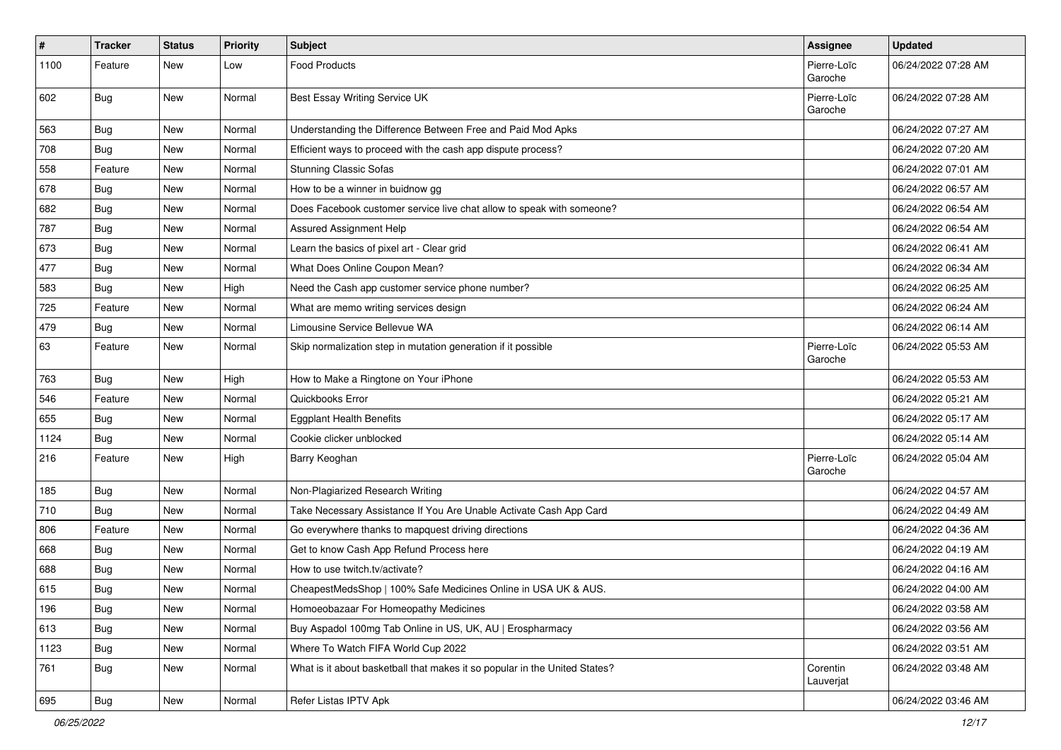| # | Tracker | Status | Priority | Subject | Assignee | Updated |
|---|---|---|---|---|---|---|
| 1100 | Feature | New | Low | Food Products | Pierre-Loïc Garoche | 06/24/2022 07:28 AM |
| 602 | Bug | New | Normal | Best Essay Writing Service UK | Pierre-Loïc Garoche | 06/24/2022 07:28 AM |
| 563 | Bug | New | Normal | Understanding the Difference Between Free and Paid Mod Apks | | 06/24/2022 07:27 AM |
| 708 | Bug | New | Normal | Efficient ways to proceed with the cash app dispute process? | | 06/24/2022 07:20 AM |
| 558 | Feature | New | Normal | Stunning Classic Sofas | | 06/24/2022 07:01 AM |
| 678 | Bug | New | Normal | How to be a winner in buidnow gg | | 06/24/2022 06:57 AM |
| 682 | Bug | New | Normal | Does Facebook customer service live chat allow to speak with someone? | | 06/24/2022 06:54 AM |
| 787 | Bug | New | Normal | Assured Assignment Help | | 06/24/2022 06:54 AM |
| 673 | Bug | New | Normal | Learn the basics of pixel art - Clear grid | | 06/24/2022 06:41 AM |
| 477 | Bug | New | Normal | What Does Online Coupon Mean? | | 06/24/2022 06:34 AM |
| 583 | Bug | New | High | Need the Cash app customer service phone number? | | 06/24/2022 06:25 AM |
| 725 | Feature | New | Normal | What are memo writing services design | | 06/24/2022 06:24 AM |
| 479 | Bug | New | Normal | Limousine Service Bellevue WA | | 06/24/2022 06:14 AM |
| 63 | Feature | New | Normal | Skip normalization step in mutation generation if it possible | Pierre-Loïc Garoche | 06/24/2022 05:53 AM |
| 763 | Bug | New | High | How to Make a Ringtone on Your iPhone | | 06/24/2022 05:53 AM |
| 546 | Feature | New | Normal | Quickbooks Error | | 06/24/2022 05:21 AM |
| 655 | Bug | New | Normal | Eggplant Health Benefits | | 06/24/2022 05:17 AM |
| 1124 | Bug | New | Normal | Cookie clicker unblocked | | 06/24/2022 05:14 AM |
| 216 | Feature | New | High | Barry Keoghan | Pierre-Loïc Garoche | 06/24/2022 05:04 AM |
| 185 | Bug | New | Normal | Non-Plagiarized Research Writing | | 06/24/2022 04:57 AM |
| 710 | Bug | New | Normal | Take Necessary Assistance If You Are Unable Activate Cash App Card | | 06/24/2022 04:49 AM |
| 806 | Feature | New | Normal | Go everywhere thanks to mapquest driving directions | | 06/24/2022 04:36 AM |
| 668 | Bug | New | Normal | Get to know Cash App Refund Process here | | 06/24/2022 04:19 AM |
| 688 | Bug | New | Normal | How to use twitch.tv/activate? | | 06/24/2022 04:16 AM |
| 615 | Bug | New | Normal | CheapestMedsShop \| 100% Safe Medicines Online in USA UK & AUS. | | 06/24/2022 04:00 AM |
| 196 | Bug | New | Normal | Homoeobazaar For Homeopathy Medicines | | 06/24/2022 03:58 AM |
| 613 | Bug | New | Normal | Buy Aspadol 100mg Tab Online in US, UK, AU \| Erospharmacy | | 06/24/2022 03:56 AM |
| 1123 | Bug | New | Normal | Where To Watch FIFA World Cup 2022 | | 06/24/2022 03:51 AM |
| 761 | Bug | New | Normal | What is it about basketball that makes it so popular in the United States? | Corentin Lauverjat | 06/24/2022 03:48 AM |
| 695 | Bug | New | Normal | Refer Listas IPTV Apk | | 06/24/2022 03:46 AM |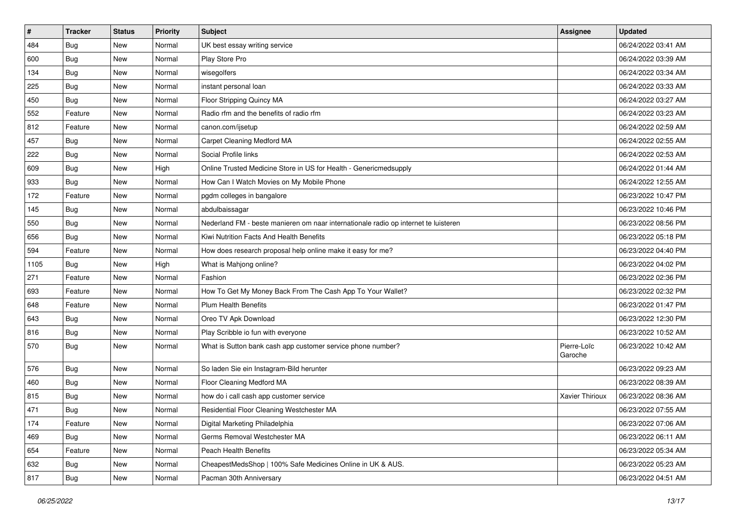| # | Tracker | Status | Priority | Subject | Assignee | Updated |
|---|---|---|---|---|---|---|
| 484 | Bug | New | Normal | UK best essay writing service | | 06/24/2022 03:41 AM |
| 600 | Bug | New | Normal | Play Store Pro | | 06/24/2022 03:39 AM |
| 134 | Bug | New | Normal | wisegolfers | | 06/24/2022 03:34 AM |
| 225 | Bug | New | Normal | instant personal loan | | 06/24/2022 03:33 AM |
| 450 | Bug | New | Normal | Floor Stripping Quincy MA | | 06/24/2022 03:27 AM |
| 552 | Feature | New | Normal | Radio rfm and the benefits of radio rfm | | 06/24/2022 03:23 AM |
| 812 | Feature | New | Normal | canon.com/ijsetup | | 06/24/2022 02:59 AM |
| 457 | Bug | New | Normal | Carpet Cleaning Medford MA | | 06/24/2022 02:55 AM |
| 222 | Bug | New | Normal | Social Profile links | | 06/24/2022 02:53 AM |
| 609 | Bug | New | High | Online Trusted Medicine Store in US for Health - Genericmedsupply | | 06/24/2022 01:44 AM |
| 933 | Bug | New | Normal | How Can I Watch Movies on My Mobile Phone | | 06/24/2022 12:55 AM |
| 172 | Feature | New | Normal | pgdm colleges in bangalore | | 06/23/2022 10:47 PM |
| 145 | Bug | New | Normal | abdulbaissagar | | 06/23/2022 10:46 PM |
| 550 | Bug | New | Normal | Nederland FM - beste manieren om naar internationale radio op internet te luisteren | | 06/23/2022 08:56 PM |
| 656 | Bug | New | Normal | Kiwi Nutrition Facts And Health Benefits | | 06/23/2022 05:18 PM |
| 594 | Feature | New | Normal | How does research proposal help online make it easy for me? | | 06/23/2022 04:40 PM |
| 1105 | Bug | New | High | What is Mahjong online? | | 06/23/2022 04:02 PM |
| 271 | Feature | New | Normal | Fashion | | 06/23/2022 02:36 PM |
| 693 | Feature | New | Normal | How To Get My Money Back From The Cash App To Your Wallet? | | 06/23/2022 02:32 PM |
| 648 | Feature | New | Normal | Plum Health Benefits | | 06/23/2022 01:47 PM |
| 643 | Bug | New | Normal | Oreo TV Apk Download | | 06/23/2022 12:30 PM |
| 816 | Bug | New | Normal | Play Scribble io fun with everyone | | 06/23/2022 10:52 AM |
| 570 | Bug | New | Normal | What is Sutton bank cash app customer service phone number? | Pierre-Loïc Garoche | 06/23/2022 10:42 AM |
| 576 | Bug | New | Normal | So laden Sie ein Instagram-Bild herunter | | 06/23/2022 09:23 AM |
| 460 | Bug | New | Normal | Floor Cleaning Medford MA | | 06/23/2022 08:39 AM |
| 815 | Bug | New | Normal | how do i call cash app customer service | Xavier Thirioux | 06/23/2022 08:36 AM |
| 471 | Bug | New | Normal | Residential Floor Cleaning Westchester MA | | 06/23/2022 07:55 AM |
| 174 | Feature | New | Normal | Digital Marketing Philadelphia | | 06/23/2022 07:06 AM |
| 469 | Bug | New | Normal | Germs Removal Westchester MA | | 06/23/2022 06:11 AM |
| 654 | Feature | New | Normal | Peach Health Benefits | | 06/23/2022 05:34 AM |
| 632 | Bug | New | Normal | CheapestMedsShop \| 100% Safe Medicines Online in UK & AUS. | | 06/23/2022 05:23 AM |
| 817 | Bug | New | Normal | Pacman 30th Anniversary | | 06/23/2022 04:51 AM |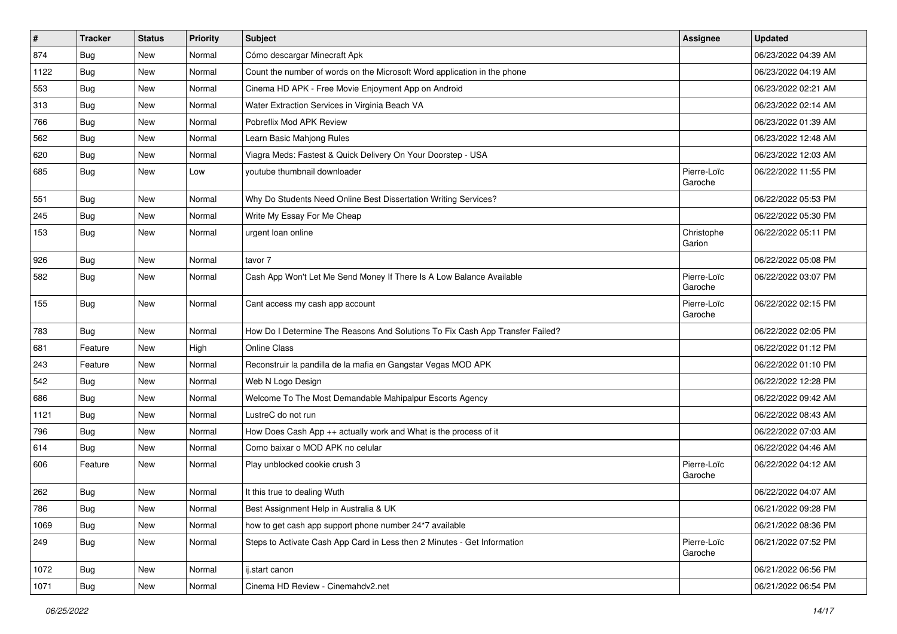| # | Tracker | Status | Priority | Subject | Assignee | Updated |
|---|---|---|---|---|---|---|
| 874 | Bug | New | Normal | Cómo descargar Minecraft Apk | | 06/23/2022 04:39 AM |
| 1122 | Bug | New | Normal | Count the number of words on the Microsoft Word application in the phone | | 06/23/2022 04:19 AM |
| 553 | Bug | New | Normal | Cinema HD APK - Free Movie Enjoyment App on Android | | 06/23/2022 02:21 AM |
| 313 | Bug | New | Normal | Water Extraction Services in Virginia Beach VA | | 06/23/2022 02:14 AM |
| 766 | Bug | New | Normal | Pobreflix Mod APK Review | | 06/23/2022 01:39 AM |
| 562 | Bug | New | Normal | Learn Basic Mahjong Rules | | 06/23/2022 12:48 AM |
| 620 | Bug | New | Normal | Viagra Meds: Fastest & Quick Delivery On Your Doorstep - USA | | 06/23/2022 12:03 AM |
| 685 | Bug | New | Low | youtube thumbnail downloader | Pierre-Loïc Garoche | 06/22/2022 11:55 PM |
| 551 | Bug | New | Normal | Why Do Students Need Online Best Dissertation Writing Services? | | 06/22/2022 05:53 PM |
| 245 | Bug | New | Normal | Write My Essay For Me Cheap | | 06/22/2022 05:30 PM |
| 153 | Bug | New | Normal | urgent loan online | Christophe Garion | 06/22/2022 05:11 PM |
| 926 | Bug | New | Normal | tavor 7 | | 06/22/2022 05:08 PM |
| 582 | Bug | New | Normal | Cash App Won't Let Me Send Money If There Is A Low Balance Available | Pierre-Loïc Garoche | 06/22/2022 03:07 PM |
| 155 | Bug | New | Normal | Cant access my cash app account | Pierre-Loïc Garoche | 06/22/2022 02:15 PM |
| 783 | Bug | New | Normal | How Do I Determine The Reasons And Solutions To Fix Cash App Transfer Failed? | | 06/22/2022 02:05 PM |
| 681 | Feature | New | High | Online Class | | 06/22/2022 01:12 PM |
| 243 | Feature | New | Normal | Reconstruir la pandilla de la mafia en Gangstar Vegas MOD APK | | 06/22/2022 01:10 PM |
| 542 | Bug | New | Normal | Web N Logo Design | | 06/22/2022 12:28 PM |
| 686 | Bug | New | Normal | Welcome To The Most Demandable Mahipalpur Escorts Agency | | 06/22/2022 09:42 AM |
| 1121 | Bug | New | Normal | LustreC do not run | | 06/22/2022 08:43 AM |
| 796 | Bug | New | Normal | How Does Cash App ++ actually work and What is the process of it | | 06/22/2022 07:03 AM |
| 614 | Bug | New | Normal | Como baixar o MOD APK no celular | | 06/22/2022 04:46 AM |
| 606 | Feature | New | Normal | Play unblocked cookie crush 3 | Pierre-Loïc Garoche | 06/22/2022 04:12 AM |
| 262 | Bug | New | Normal | It this true to dealing Wuth | | 06/22/2022 04:07 AM |
| 786 | Bug | New | Normal | Best Assignment Help in Australia & UK | | 06/21/2022 09:28 PM |
| 1069 | Bug | New | Normal | how to get cash app support phone number 24*7 available | | 06/21/2022 08:36 PM |
| 249 | Bug | New | Normal | Steps to Activate Cash App Card in Less then 2 Minutes - Get Information | Pierre-Loïc Garoche | 06/21/2022 07:52 PM |
| 1072 | Bug | New | Normal | ij.start canon | | 06/21/2022 06:56 PM |
| 1071 | Bug | New | Normal | Cinema HD Review - Cinemahdv2.net | | 06/21/2022 06:54 PM |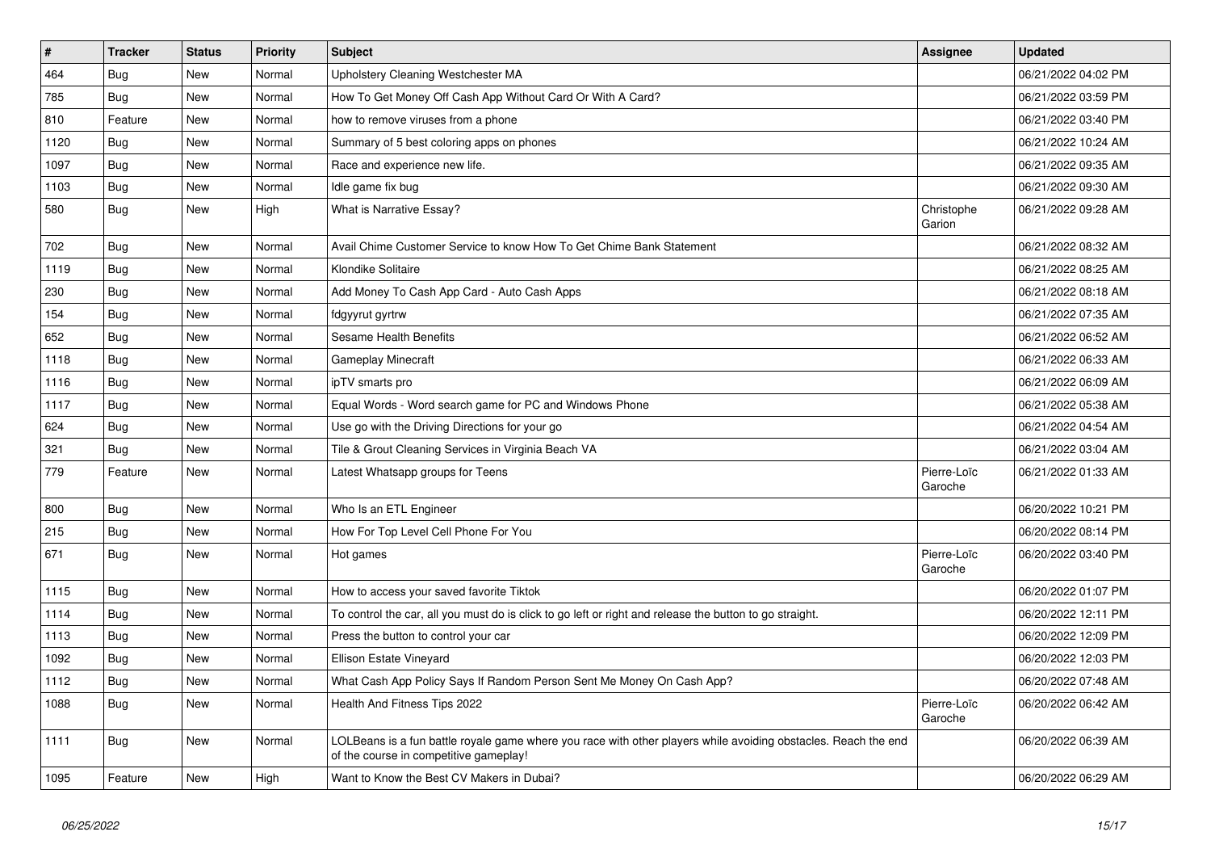| # | Tracker | Status | Priority | Subject | Assignee | Updated |
|---|---|---|---|---|---|---|
| 464 | Bug | New | Normal | Upholstery Cleaning Westchester MA | | 06/21/2022 04:02 PM |
| 785 | Bug | New | Normal | How To Get Money Off Cash App Without Card Or With A Card? | | 06/21/2022 03:59 PM |
| 810 | Feature | New | Normal | how to remove viruses from a phone | | 06/21/2022 03:40 PM |
| 1120 | Bug | New | Normal | Summary of 5 best coloring apps on phones | | 06/21/2022 10:24 AM |
| 1097 | Bug | New | Normal | Race and experience new life. | | 06/21/2022 09:35 AM |
| 1103 | Bug | New | Normal | Idle game fix bug | | 06/21/2022 09:30 AM |
| 580 | Bug | New | High | What is Narrative Essay? | Christophe Garion | 06/21/2022 09:28 AM |
| 702 | Bug | New | Normal | Avail Chime Customer Service to know How To Get Chime Bank Statement | | 06/21/2022 08:32 AM |
| 1119 | Bug | New | Normal | Klondike Solitaire | | 06/21/2022 08:25 AM |
| 230 | Bug | New | Normal | Add Money To Cash App Card - Auto Cash Apps | | 06/21/2022 08:18 AM |
| 154 | Bug | New | Normal | fdgyyrut gyrtrw | | 06/21/2022 07:35 AM |
| 652 | Bug | New | Normal | Sesame Health Benefits | | 06/21/2022 06:52 AM |
| 1118 | Bug | New | Normal | Gameplay Minecraft | | 06/21/2022 06:33 AM |
| 1116 | Bug | New | Normal | ipTV smarts pro | | 06/21/2022 06:09 AM |
| 1117 | Bug | New | Normal | Equal Words - Word search game for PC and Windows Phone | | 06/21/2022 05:38 AM |
| 624 | Bug | New | Normal | Use go with the Driving Directions for your go | | 06/21/2022 04:54 AM |
| 321 | Bug | New | Normal | Tile & Grout Cleaning Services in Virginia Beach VA | | 06/21/2022 03:04 AM |
| 779 | Feature | New | Normal | Latest Whatsapp groups for Teens | Pierre-Loïc Garoche | 06/21/2022 01:33 AM |
| 800 | Bug | New | Normal | Who Is an ETL Engineer | | 06/20/2022 10:21 PM |
| 215 | Bug | New | Normal | How For Top Level Cell Phone For You | | 06/20/2022 08:14 PM |
| 671 | Bug | New | Normal | Hot games | Pierre-Loïc Garoche | 06/20/2022 03:40 PM |
| 1115 | Bug | New | Normal | How to access your saved favorite Tiktok | | 06/20/2022 01:07 PM |
| 1114 | Bug | New | Normal | To control the car, all you must do is click to go left or right and release the button to go straight. | | 06/20/2022 12:11 PM |
| 1113 | Bug | New | Normal | Press the button to control your car | | 06/20/2022 12:09 PM |
| 1092 | Bug | New | Normal | Ellison Estate Vineyard | | 06/20/2022 12:03 PM |
| 1112 | Bug | New | Normal | What Cash App Policy Says If Random Person Sent Me Money On Cash App? | | 06/20/2022 07:48 AM |
| 1088 | Bug | New | Normal | Health And Fitness Tips 2022 | Pierre-Loïc Garoche | 06/20/2022 06:42 AM |
| 1111 | Bug | New | Normal | LOLBeans is a fun battle royale game where you race with other players while avoiding obstacles. Reach the end of the course in competitive gameplay! | | 06/20/2022 06:39 AM |
| 1095 | Feature | New | High | Want to Know the Best CV Makers in Dubai? | | 06/20/2022 06:29 AM |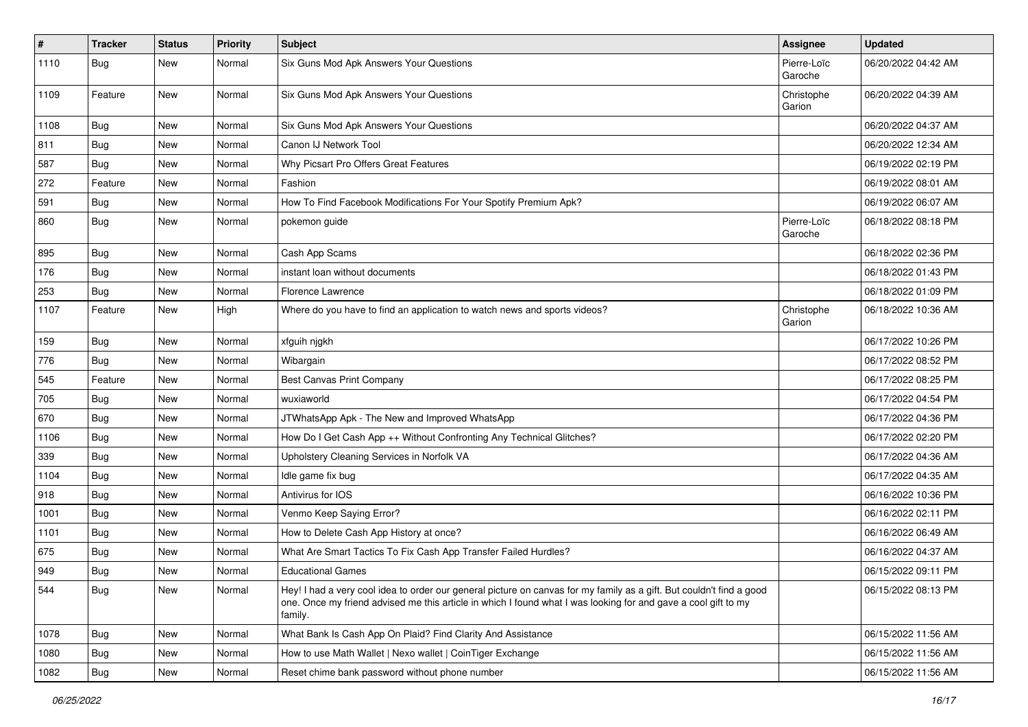| # | Tracker | Status | Priority | Subject | Assignee | Updated |
|---|---|---|---|---|---|---|
| 1110 | Bug | New | Normal | Six Guns Mod Apk Answers Your Questions | Pierre-Loïc Garoche | 06/20/2022 04:42 AM |
| 1109 | Feature | New | Normal | Six Guns Mod Apk Answers Your Questions | Christophe Garion | 06/20/2022 04:39 AM |
| 1108 | Bug | New | Normal | Six Guns Mod Apk Answers Your Questions | | 06/20/2022 04:37 AM |
| 811 | Bug | New | Normal | Canon IJ Network Tool | | 06/20/2022 12:34 AM |
| 587 | Bug | New | Normal | Why Picsart Pro Offers Great Features | | 06/19/2022 02:19 PM |
| 272 | Feature | New | Normal | Fashion | | 06/19/2022 08:01 AM |
| 591 | Bug | New | Normal | How To Find Facebook Modifications For Your Spotify Premium Apk? | | 06/19/2022 06:07 AM |
| 860 | Bug | New | Normal | pokemon guide | Pierre-Loïc Garoche | 06/18/2022 08:18 PM |
| 895 | Bug | New | Normal | Cash App Scams | | 06/18/2022 02:36 PM |
| 176 | Bug | New | Normal | instant loan without documents | | 06/18/2022 01:43 PM |
| 253 | Bug | New | Normal | Florence Lawrence | | 06/18/2022 01:09 PM |
| 1107 | Feature | New | High | Where do you have to find an application to watch news and sports videos? | Christophe Garion | 06/18/2022 10:36 AM |
| 159 | Bug | New | Normal | xfguih njgkh | | 06/17/2022 10:26 PM |
| 776 | Bug | New | Normal | Wibargain | | 06/17/2022 08:52 PM |
| 545 | Feature | New | Normal | Best Canvas Print Company | | 06/17/2022 08:25 PM |
| 705 | Bug | New | Normal | wuxiaworld | | 06/17/2022 04:54 PM |
| 670 | Bug | New | Normal | JTWhatsApp Apk - The New and Improved WhatsApp | | 06/17/2022 04:36 PM |
| 1106 | Bug | New | Normal | How Do I Get Cash App ++ Without Confronting Any Technical Glitches? | | 06/17/2022 02:20 PM |
| 339 | Bug | New | Normal | Upholstery Cleaning Services in Norfolk VA | | 06/17/2022 04:36 AM |
| 1104 | Bug | New | Normal | Idle game fix bug | | 06/17/2022 04:35 AM |
| 918 | Bug | New | Normal | Antivirus for IOS | | 06/16/2022 10:36 PM |
| 1001 | Bug | New | Normal | Venmo Keep Saying Error? | | 06/16/2022 02:11 PM |
| 1101 | Bug | New | Normal | How to Delete Cash App History at once? | | 06/16/2022 06:49 AM |
| 675 | Bug | New | Normal | What Are Smart Tactics To Fix Cash App Transfer Failed Hurdles? | | 06/16/2022 04:37 AM |
| 949 | Bug | New | Normal | Educational Games | | 06/15/2022 09:11 PM |
| 544 | Bug | New | Normal | Hey! I had a very cool idea to order our general picture on canvas for my family as a gift. But couldn't find a good one. Once my friend advised me this article in which I found what I was looking for and gave a cool gift to my family. | | 06/15/2022 08:13 PM |
| 1078 | Bug | New | Normal | What Bank Is Cash App On Plaid? Find Clarity And Assistance | | 06/15/2022 11:56 AM |
| 1080 | Bug | New | Normal | How to use Math Wallet \| Nexo wallet \| CoinTiger Exchange | | 06/15/2022 11:56 AM |
| 1082 | Bug | New | Normal | Reset chime bank password without phone number | | 06/15/2022 11:56 AM |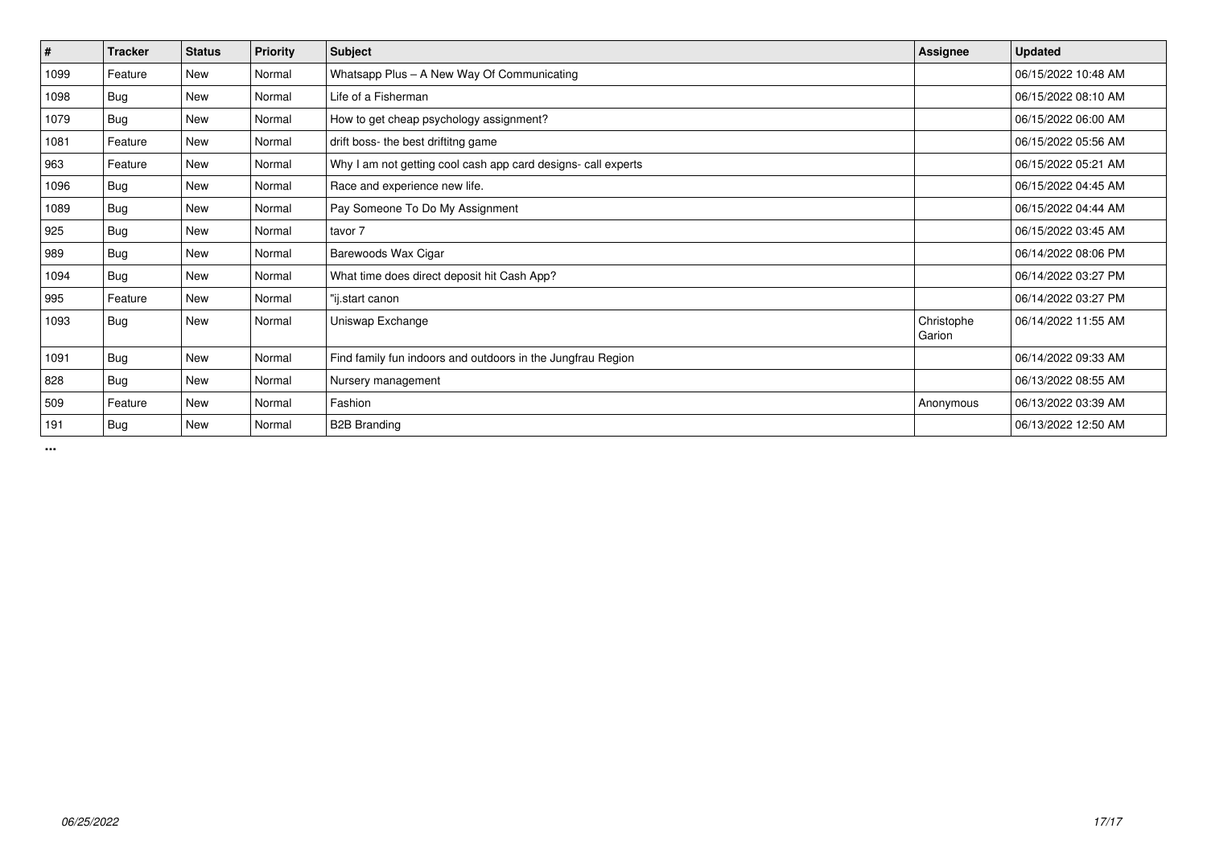| # | Tracker | Status | Priority | Subject | Assignee | Updated |
|---|---|---|---|---|---|---|
| 1099 | Feature | New | Normal | Whatsapp Plus – A New Way Of Communicating | | 06/15/2022 10:48 AM |
| 1098 | Bug | New | Normal | Life of a Fisherman | | 06/15/2022 08:10 AM |
| 1079 | Bug | New | Normal | How to get cheap psychology assignment? | | 06/15/2022 06:00 AM |
| 1081 | Feature | New | Normal | drift boss- the best driftitng game | | 06/15/2022 05:56 AM |
| 963 | Feature | New | Normal | Why I am not getting cool cash app card designs- call experts | | 06/15/2022 05:21 AM |
| 1096 | Bug | New | Normal | Race and experience new life. | | 06/15/2022 04:45 AM |
| 1089 | Bug | New | Normal | Pay Someone To Do My Assignment | | 06/15/2022 04:44 AM |
| 925 | Bug | New | Normal | tavor 7 | | 06/15/2022 03:45 AM |
| 989 | Bug | New | Normal | Barewoods Wax Cigar | | 06/14/2022 08:06 PM |
| 1094 | Bug | New | Normal | What time does direct deposit hit Cash App? | | 06/14/2022 03:27 PM |
| 995 | Feature | New | Normal | "ij.start canon | | 06/14/2022 03:27 PM |
| 1093 | Bug | New | Normal | Uniswap Exchange | Christophe Garion | 06/14/2022 11:55 AM |
| 1091 | Bug | New | Normal | Find family fun indoors and outdoors in the Jungfrau Region | | 06/14/2022 09:33 AM |
| 828 | Bug | New | Normal | Nursery management | | 06/13/2022 08:55 AM |
| 509 | Feature | New | Normal | Fashion | Anonymous | 06/13/2022 03:39 AM |
| 191 | Bug | New | Normal | B2B Branding | | 06/13/2022 12:50 AM |

...